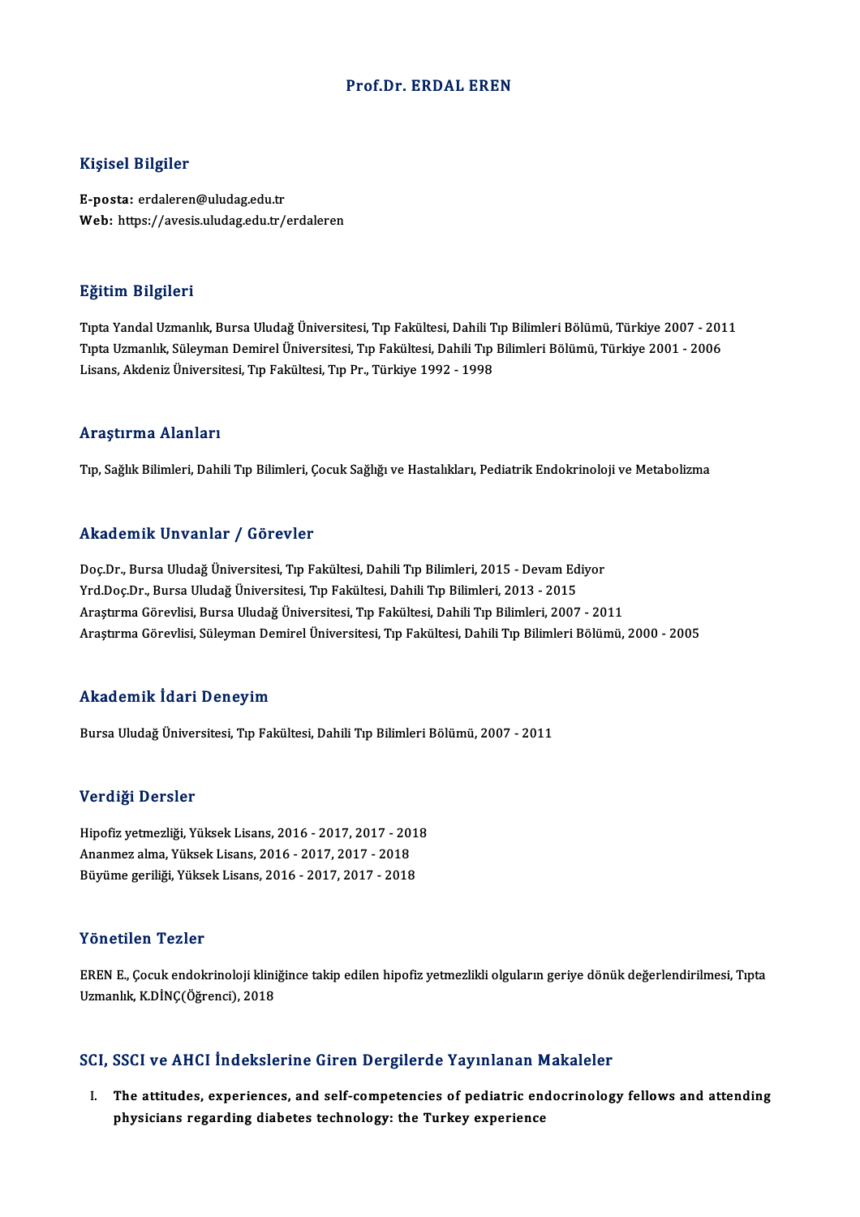# Prof.Dr. ERDAL EREN

## Kişisel Bilgiler

**E-posta:** erdaleren@uludag.edu.tr
**Web:** https://avesis.uludag.edu.tr/erdaleren

## Eğitim Bilgileri

Tıpta Yandal Uzmanlık, Bursa Uludağ Üniversitesi, Tıp Fakültesi, Dahili Tıp Bilimleri Bölümü, Türkiye 2007 - 2011
Tıpta Uzmanlık, Süleyman Demirel Üniversitesi, Tıp Fakültesi, Dahili Tıp Bilimleri Bölümü, Türkiye 2001 - 2006
Lisans, Akdeniz Üniversitesi, Tıp Fakültesi, Tıp Pr., Türkiye 1992 - 1998

## Araştırma Alanları

Tıp, Sağlık Bilimleri, Dahili Tıp Bilimleri, Çocuk Sağlığı ve Hastalıkları, Pediatrik Endokrinoloji ve Metabolizma

## Akademik Unvanlar / Görevler

Doç.Dr., Bursa Uludağ Üniversitesi, Tıp Fakültesi, Dahili Tıp Bilimleri, 2015 - Devam Ediyor
Yrd.Doç.Dr., Bursa Uludağ Üniversitesi, Tıp Fakültesi, Dahili Tıp Bilimleri, 2013 - 2015
Araştırma Görevlisi, Bursa Uludağ Üniversitesi, Tıp Fakültesi, Dahili Tıp Bilimleri, 2007 - 2011
Araştırma Görevlisi, Süleyman Demirel Üniversitesi, Tıp Fakültesi, Dahili Tıp Bilimleri Bölümü, 2000 - 2005

## Akademik İdari Deneyim

Bursa Uludağ Üniversitesi, Tıp Fakültesi, Dahili Tıp Bilimleri Bölümü, 2007 - 2011

## Verdiği Dersler

Hipofiz yetmezliği, Yüksek Lisans, 2016 - 2017, 2017 - 2018
Ananmez alma, Yüksek Lisans, 2016 - 2017, 2017 - 2018
Büyüme geriliği, Yüksek Lisans, 2016 - 2017, 2017 - 2018

## Yönetilen Tezler

EREN E., Çocuk endokrinoloji kliniğince takip edilen hipofiz yetmezlikli olguların geriye dönük değerlendirilmesi, Tıpta Uzmanlık, K.DİNÇ(Öğrenci), 2018

## SCI, SSCI ve AHCI İndekslerine Giren Dergilerde Yayınlanan Makaleler

I. **The attitudes, experiences, and self-competencies of pediatric endocrinology fellows and attending physicians regarding diabetes technology: the Turkey experience**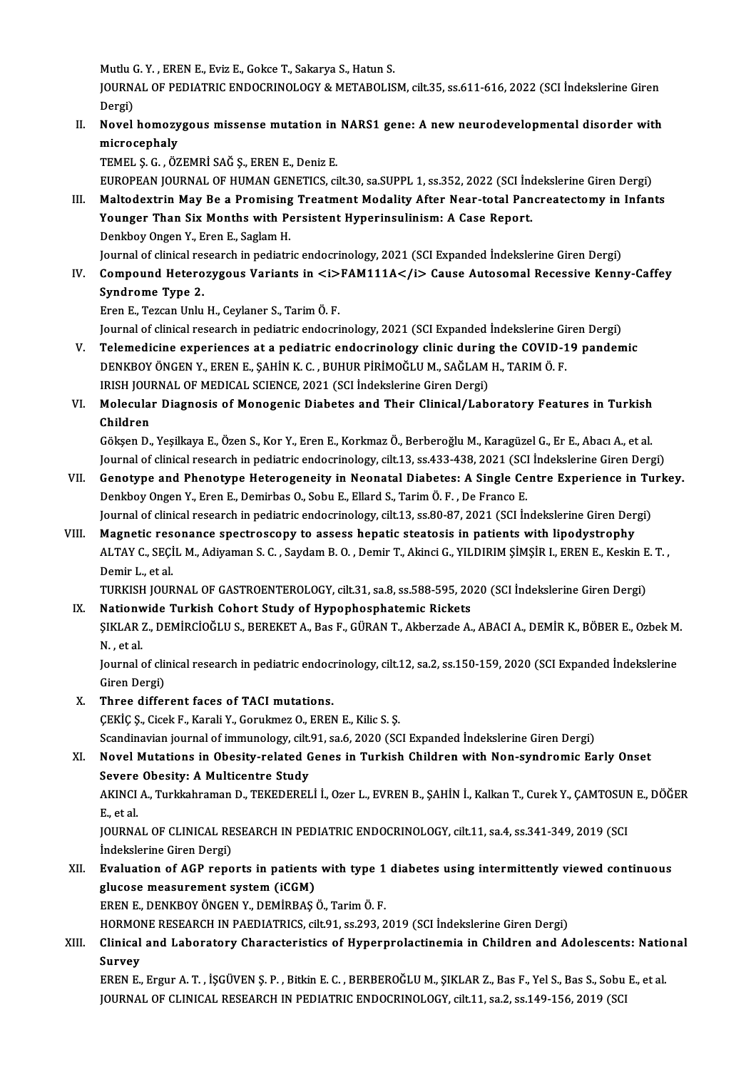Mutlu G. Y. , EREN E., Eviz E., Gokce T., Sakarya S., Hatun S.
JOURNAL OF PEDIATRIC ENDOCRINOLOGY & METABOLISM, cilt.35, ss.611-616, 2022 (SCI İndekslerine Giren Dergi)

II. **Novel homozygous missense mutation in NARS1 gene: A new neurodevelopmental disorder with microcephaly**
TEMEL Ş. G. , ÖZEMRİ SAĞ Ş., EREN E., Deniz E.
EUROPEAN JOURNAL OF HUMAN GENETICS, cilt.30, sa.SUPPL 1, ss.352, 2022 (SCI İndekslerine Giren Dergi)

III. **Maltodextrin May Be a Promising Treatment Modality After Near-total Pancreatectomy in Infants Younger Than Six Months with Persistent Hyperinsulinism: A Case Report.**
Denkboy Ongen Y., Eren E., Saglam H.
Journal of clinical research in pediatric endocrinology, 2021 (SCI Expanded İndekslerine Giren Dergi)

IV. **Compound Heterozygous Variants in <i>FAM111A</i> Cause Autosomal Recessive Kenny-Caffey Syndrome Type 2.**
Eren E., Tezcan Unlu H., Ceylaner S., Tarim Ö. F.
Journal of clinical research in pediatric endocrinology, 2021 (SCI Expanded İndekslerine Giren Dergi)

V. **Telemedicine experiences at a pediatric endocrinology clinic during the COVID-19 pandemic**
DENKBOY ÖNGEN Y., EREN E., ŞAHİN K. C. , BUHUR PİRİMOĞLU M., SAĞLAM H., TARIM Ö. F.
IRISH JOURNAL OF MEDICAL SCIENCE, 2021 (SCI İndekslerine Giren Dergi)

VI. **Molecular Diagnosis of Monogenic Diabetes and Their Clinical/Laboratory Features in Turkish Children**
Gökşen D., Yeşilkaya E., Özen S., Kor Y., Eren E., Korkmaz Ö., Berberoğlu M., Karagüzel G., Er E., Abacı A., et al.
Journal of clinical research in pediatric endocrinology, cilt.13, ss.433-438, 2021 (SCI İndekslerine Giren Dergi)

VII. **Genotype and Phenotype Heterogeneity in Neonatal Diabetes: A Single Centre Experience in Turkey.**
Denkboy Ongen Y., Eren E., Demirbas O., Sobu E., Ellard S., Tarim Ö. F. , De Franco E.
Journal of clinical research in pediatric endocrinology, cilt.13, ss.80-87, 2021 (SCI İndekslerine Giren Dergi)

VIII. **Magnetic resonance spectroscopy to assess hepatic steatosis in patients with lipodystrophy**
ALTAY C., SEÇİL M., Adiyaman S. C. , Saydam B. O. , Demir T., Akinci G., YILDIRIM ŞİMŞİR I., EREN E., Keskin E. T. , Demir L., et al.
TURKISH JOURNAL OF GASTROENTEROLOGY, cilt.31, sa.8, ss.588-595, 2020 (SCI İndekslerine Giren Dergi)

IX. **Nationwide Turkish Cohort Study of Hypophosphatemic Rickets**
ŞIKLAR Z., DEMİRCİOĞLU S., BEREKET A., Bas F., GÜRAN T., Akberzade A., ABACI A., DEMİR K., BÖBER E., Ozbek M. N. , et al.
Journal of clinical research in pediatric endocrinology, cilt.12, sa.2, ss.150-159, 2020 (SCI Expanded İndekslerine Giren Dergi)

X. **Three different faces of TACI mutations.**
ÇEKİÇ Ş., Cicek F., Karali Y., Gorukmez O., EREN E., Kilic S. Ş.
Scandinavian journal of immunology, cilt.91, sa.6, 2020 (SCI Expanded İndekslerine Giren Dergi)

XI. **Novel Mutations in Obesity-related Genes in Turkish Children with Non-syndromic Early Onset Severe Obesity: A Multicentre Study**
AKINCI A., Turkkahraman D., TEKEDERELİ İ., Ozer L., EVREN B., ŞAHİN İ., Kalkan T., Curek Y., ÇAMTOSUN E., DÖĞER E., et al.
JOURNAL OF CLINICAL RESEARCH IN PEDIATRIC ENDOCRINOLOGY, cilt.11, sa.4, ss.341-349, 2019 (SCI İndekslerine Giren Dergi)

XII. **Evaluation of AGP reports in patients with type 1 diabetes using intermittently viewed continuous glucose measurement system (iCGM)**
EREN E., DENKBOY ÖNGEN Y., DEMİRBAŞ Ö., Tarim Ö. F.
HORMONE RESEARCH IN PAEDIATRICS, cilt.91, ss.293, 2019 (SCI İndekslerine Giren Dergi)

XIII. **Clinical and Laboratory Characteristics of Hyperprolactinemia in Children and Adolescents: National Survey**
EREN E., Ergur A. T. , İŞGÜVEN Ş. P. , Bitkin E. C. , BERBEROĞLU M., ŞIKLAR Z., Bas F., Yel S., Bas S., Sobu E., et al.
JOURNAL OF CLINICAL RESEARCH IN PEDIATRIC ENDOCRINOLOGY, cilt.11, sa.2, ss.149-156, 2019 (SCI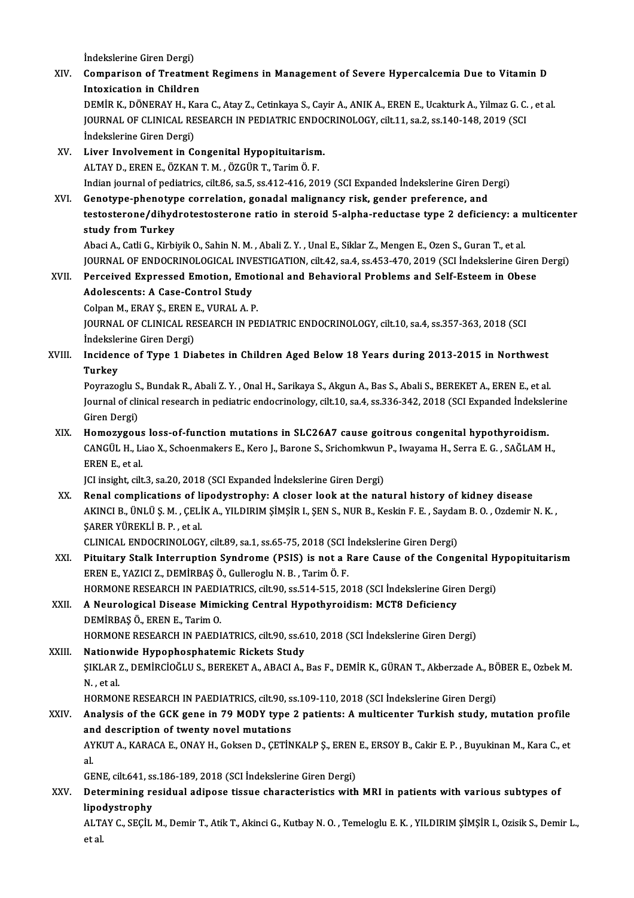İndekslerine Giren Dergi)

XIV. **Comparison of Treatment Regimens in Management of Severe Hypercalcemia Due to Vitamin D Intoxication in Children**
DEMİR K., DÖNERAY H., Kara C., Atay Z., Cetinkaya S., Cayir A., ANIK A., EREN E., Ucakturk A., Yilmaz G. C. , et al.
JOURNAL OF CLINICAL RESEARCH IN PEDIATRIC ENDOCRINOLOGY, cilt.11, sa.2, ss.140-148, 2019 (SCI İndekslerine Giren Dergi)

XV. **Liver Involvement in Congenital Hypopituitarism.**
ALTAY D., EREN E., ÖZKAN T. M. , ÖZGÜR T., Tarim Ö. F.
Indian journal of pediatrics, cilt.86, sa.5, ss.412-416, 2019 (SCI Expanded İndekslerine Giren Dergi)

XVI. **Genotype-phenotype correlation, gonadal malignancy risk, gender preference, and testosterone/dihydrotestosterone ratio in steroid 5-alpha-reductase type 2 deficiency: a multicenter study from Turkey**
Abaci A., Catli G., Kirbiyik O., Sahin N. M. , Abali Z. Y. , Unal E., Siklar Z., Mengen E., Ozen S., Guran T., et al.
JOURNAL OF ENDOCRINOLOGICAL INVESTIGATION, cilt.42, sa.4, ss.453-470, 2019 (SCI İndekslerine Giren Dergi)

XVII. **Perceived Expressed Emotion, Emotional and Behavioral Problems and Self-Esteem in Obese Adolescents: A Case-Control Study**
Colpan M., ERAY Ş., EREN E., VURAL A. P.
JOURNAL OF CLINICAL RESEARCH IN PEDIATRIC ENDOCRINOLOGY, cilt.10, sa.4, ss.357-363, 2018 (SCI İndekslerine Giren Dergi)

XVIII. **Incidence of Type 1 Diabetes in Children Aged Below 18 Years during 2013-2015 in Northwest Turkey**
Poyrazoglu S., Bundak R., Abali Z. Y. , Onal H., Sarikaya S., Akgun A., Bas S., Abali S., BEREKET A., EREN E., et al.
Journal of clinical research in pediatric endocrinology, cilt.10, sa.4, ss.336-342, 2018 (SCI Expanded İndekslerine Giren Dergi)

XIX. **Homozygous loss-of-function mutations in SLC26A7 cause goitrous congenital hypothyroidism.**
CANGÜL H., Liao X., Schoenmakers E., Kero J., Barone S., Srichomkwun P., Iwayama H., Serra E. G. , SAĞLAM H., EREN E., et al.
JCI insight, cilt.3, sa.20, 2018 (SCI Expanded İndekslerine Giren Dergi)

XX. **Renal complications of lipodystrophy: A closer look at the natural history of kidney disease**
AKINCI B., ÜNLÜ Ş. M. , ÇELİK A., YILDIRIM ŞİMŞİR I., ŞEN S., NUR B., Keskin F. E. , Saydam B. O. , Ozdemir N. K. , ŞARER YÜREKLİ B. P. , et al.
CLINICAL ENDOCRINOLOGY, cilt.89, sa.1, ss.65-75, 2018 (SCI İndekslerine Giren Dergi)

XXI. **Pituitary Stalk Interruption Syndrome (PSIS) is not a Rare Cause of the Congenital Hypopituitarism**
EREN E., YAZICI Z., DEMİRBAŞ Ö., Gulleroglu N. B. , Tarim Ö. F.
HORMONE RESEARCH IN PAEDIATRICS, cilt.90, ss.514-515, 2018 (SCI İndekslerine Giren Dergi)

XXII. **A Neurological Disease Mimicking Central Hypothyroidism: MCT8 Deficiency**
DEMİRBAŞ Ö., EREN E., Tarim O.
HORMONE RESEARCH IN PAEDIATRICS, cilt.90, ss.610, 2018 (SCI İndekslerine Giren Dergi)

XXIII. **Nationwide Hypophosphatemic Rickets Study**
ŞIKLAR Z., DEMİRCİOĞLU S., BEREKET A., ABACI A., Bas F., DEMİR K., GÜRAN T., Akberzade A., BÖBER E., Ozbek M. N. , et al.
HORMONE RESEARCH IN PAEDIATRICS, cilt.90, ss.109-110, 2018 (SCI İndekslerine Giren Dergi)

XXIV. **Analysis of the GCK gene in 79 MODY type 2 patients: A multicenter Turkish study, mutation profile and description of twenty novel mutations**
AYKUT A., KARACA E., ONAY H., Goksen D., ÇETİNKALP Ş., EREN E., ERSOY B., Cakir E. P. , Buyukinan M., Kara C., et al.
GENE, cilt.641, ss.186-189, 2018 (SCI İndekslerine Giren Dergi)

XXV. **Determining residual adipose tissue characteristics with MRI in patients with various subtypes of lipodystrophy**
ALTAY C., SEÇİL M., Demir T., Atik T., Akinci G., Kutbay N. O. , Temeloglu E. K. , YILDIRIM ŞİMŞİR I., Ozisik S., Demir L., et al.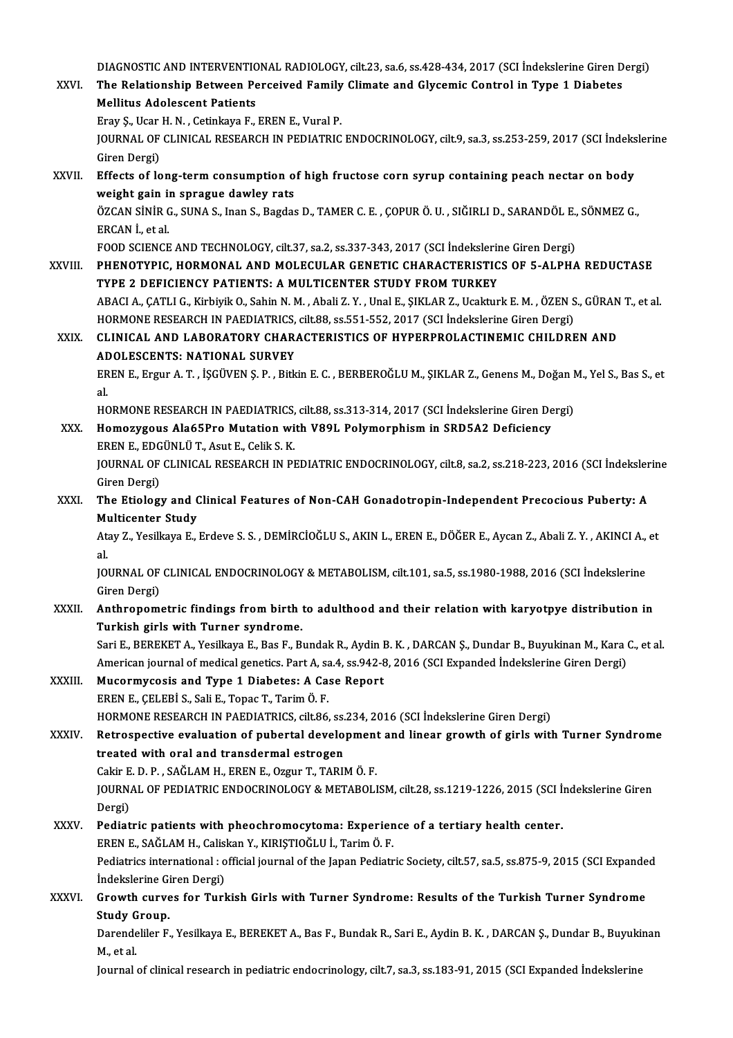DIAGNOSTIC AND INTERVENTIONAL RADIOLOGY, cilt.23, sa.6, ss.428-434, 2017 (SCI İndekslerine Giren Dergi)

XXVI. **The Relationship Between Perceived Family Climate and Glycemic Control in Type 1 Diabetes Mellitus Adolescent Patients**
Eray Ş., Ucar H. N. , Cetinkaya F., EREN E., Vural P.
JOURNAL OF CLINICAL RESEARCH IN PEDIATRIC ENDOCRINOLOGY, cilt.9, sa.3, ss.253-259, 2017 (SCI İndekslerine Giren Dergi)

XXVII. **Effects of long-term consumption of high fructose corn syrup containing peach nectar on body weight gain in sprague dawley rats**
ÖZCAN SİNİR G., SUNA S., Inan S., Bagdas D., TAMER C. E. , ÇOPUR Ö. U. , SIĞIRLI D., SARANDÖL E., SÖNMEZ G., ERCAN İ., et al.
FOOD SCIENCE AND TECHNOLOGY, cilt.37, sa.2, ss.337-343, 2017 (SCI İndekslerine Giren Dergi)

XXVIII. **PHENOTYPIC, HORMONAL AND MOLECULAR GENETIC CHARACTERISTICS OF 5-ALPHA REDUCTASE TYPE 2 DEFICIENCY PATIENTS: A MULTICENTER STUDY FROM TURKEY**
ABACI A., ÇATLI G., Kirbiyik O., Sahin N. M. , Abali Z. Y. , Unal E., ŞIKLAR Z., Ucakturk E. M. , ÖZEN S., GÜRAN T., et al.
HORMONE RESEARCH IN PAEDIATRICS, cilt.88, ss.551-552, 2017 (SCI İndekslerine Giren Dergi)

XXIX. **CLINICAL AND LABORATORY CHARACTERISTICS OF HYPERPROLACTINEMIC CHILDREN AND ADOLESCENTS: NATIONAL SURVEY**
EREN E., Ergur A. T. , İŞGÜVEN Ş. P. , Bitkin E. C. , BERBEROĞLU M., ŞIKLAR Z., Genens M., Doğan M., Yel S., Bas S., et al.
HORMONE RESEARCH IN PAEDIATRICS, cilt.88, ss.313-314, 2017 (SCI İndekslerine Giren Dergi)

XXX. **Homozygous Ala65Pro Mutation with V89L Polymorphism in SRD5A2 Deficiency**
EREN E., EDGÜNLÜ T., Asut E., Celik S. K.
JOURNAL OF CLINICAL RESEARCH IN PEDIATRIC ENDOCRINOLOGY, cilt.8, sa.2, ss.218-223, 2016 (SCI İndekslerine Giren Dergi)

XXXI. **The Etiology and Clinical Features of Non-CAH Gonadotropin-Independent Precocious Puberty: A Multicenter Study**
Atay Z., Yesilkaya E., Erdeve S. S. , DEMİRCİOĞLU S., AKIN L., EREN E., DÖĞER E., Aycan Z., Abali Z. Y. , AKINCI A., et al.
JOURNAL OF CLINICAL ENDOCRINOLOGY & METABOLISM, cilt.101, sa.5, ss.1980-1988, 2016 (SCI İndekslerine Giren Dergi)

XXXII. **Anthropometric findings from birth to adulthood and their relation with karyotpye distribution in Turkish girls with Turner syndrome.**
Sari E., BEREKET A., Yesilkaya E., Bas F., Bundak R., Aydin B. K. , DARCAN Ş., Dundar B., Buyukinan M., Kara C., et al.
American journal of medical genetics. Part A, sa.4, ss.942-8, 2016 (SCI Expanded İndekslerine Giren Dergi)

XXXIII. **Mucormycosis and Type 1 Diabetes: A Case Report**
EREN E., ÇELEBİ S., Sali E., Topac T., Tarim Ö. F.
HORMONE RESEARCH IN PAEDIATRICS, cilt.86, ss.234, 2016 (SCI İndekslerine Giren Dergi)

XXXIV. **Retrospective evaluation of pubertal development and linear growth of girls with Turner Syndrome treated with oral and transdermal estrogen**
Cakir E. D. P. , SAĞLAM H., EREN E., Ozgur T., TARIM Ö. F.
JOURNAL OF PEDIATRIC ENDOCRINOLOGY & METABOLISM, cilt.28, ss.1219-1226, 2015 (SCI İndekslerine Giren Dergi)

XXXV. **Pediatric patients with pheochromocytoma: Experience of a tertiary health center.**
EREN E., SAĞLAM H., Caliskan Y., KIRIŞTIOĞLU İ., Tarim Ö. F.
Pediatrics international : official journal of the Japan Pediatric Society, cilt.57, sa.5, ss.875-9, 2015 (SCI Expanded İndekslerine Giren Dergi)

XXXVI. **Growth curves for Turkish Girls with Turner Syndrome: Results of the Turkish Turner Syndrome Study Group.**
Darendeliler F., Yesilkaya E., BEREKET A., Bas F., Bundak R., Sari E., Aydin B. K. , DARCAN Ş., Dundar B., Buyukinan M., et al.
Journal of clinical research in pediatric endocrinology, cilt.7, sa.3, ss.183-91, 2015 (SCI Expanded İndekslerine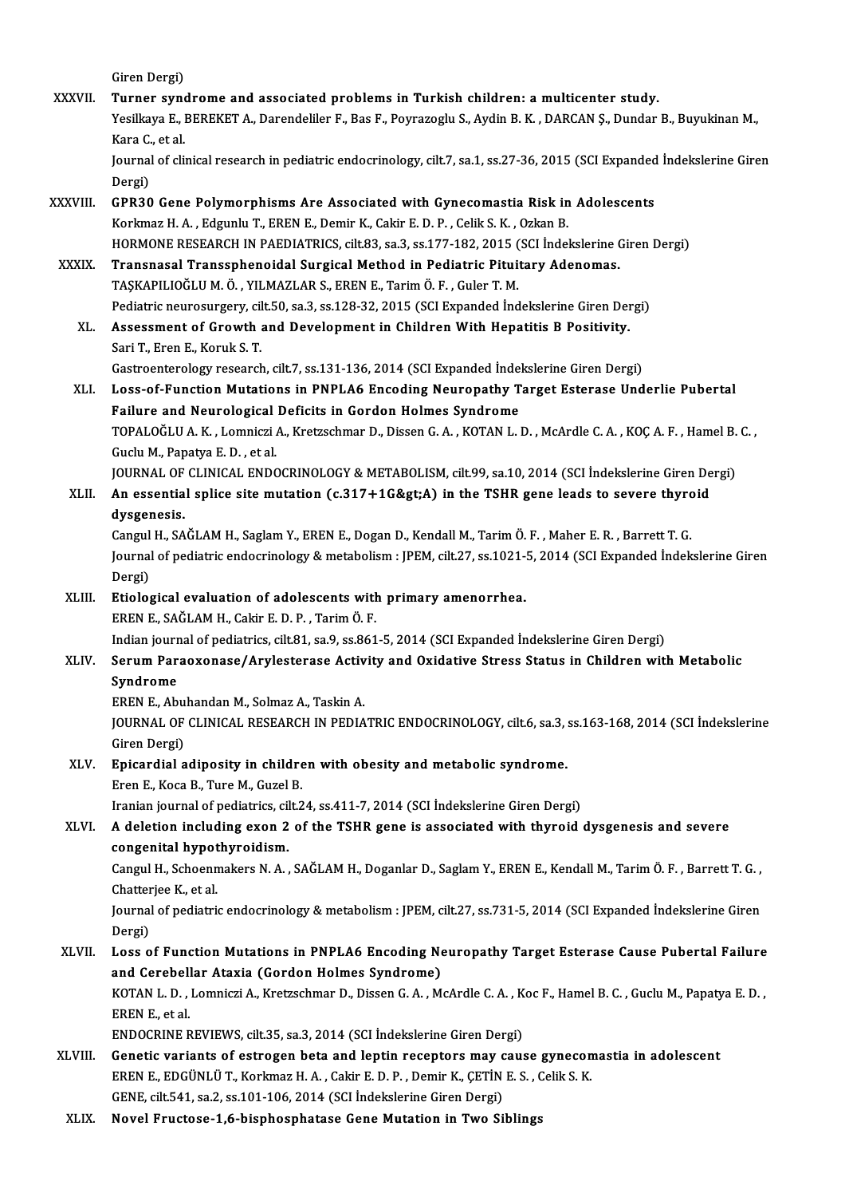Giren Dergi)

XXXVII. **Turner syndrome and associated problems in Turkish children: a multicenter study.**
Yesilkaya E., BEREKET A., Darendeliler F., Bas F., Poyrazoglu S., Aydin B. K. , DARCAN Ş., Dundar B., Buyukinan M., Kara C., et al.
Journal of clinical research in pediatric endocrinology, cilt.7, sa.1, ss.27-36, 2015 (SCI Expanded İndekslerine Giren Dergi)

XXXVIII. **GPR30 Gene Polymorphisms Are Associated with Gynecomastia Risk in Adolescents**
Korkmaz H. A. , Edgunlu T., EREN E., Demir K., Cakir E. D. P. , Celik S. K. , Ozkan B.
HORMONE RESEARCH IN PAEDIATRICS, cilt.83, sa.3, ss.177-182, 2015 (SCI İndekslerine Giren Dergi)

XXXIX. **Transnasal Transsphenoidal Surgical Method in Pediatric Pituitary Adenomas.**
TAŞKAPILIOĞLU M. Ö. , YILMAZLAR S., EREN E., Tarim Ö. F. , Guler T. M.
Pediatric neurosurgery, cilt.50, sa.3, ss.128-32, 2015 (SCI Expanded İndekslerine Giren Dergi)

XL. **Assessment of Growth and Development in Children With Hepatitis B Positivity.**
Sari T., Eren E., Koruk S. T.
Gastroenterology research, cilt.7, ss.131-136, 2014 (SCI Expanded İndekslerine Giren Dergi)

XLI. **Loss-of-Function Mutations in PNPLA6 Encoding Neuropathy Target Esterase Underlie Pubertal Failure and Neurological Deficits in Gordon Holmes Syndrome**
TOPALOĞLU A. K. , Lomniczi A., Kretzschmar D., Dissen G. A. , KOTAN L. D. , McArdle C. A. , KOÇ A. F. , Hamel B. C. , Guclu M., Papatya E. D. , et al.
JOURNAL OF CLINICAL ENDOCRINOLOGY & METABOLISM, cilt.99, sa.10, 2014 (SCI İndekslerine Giren Dergi)

XLII. **An essential splice site mutation (c.317+1G&gt;A) in the TSHR gene leads to severe thyroid dysgenesis.**
Cangul H., SAĞLAM H., Saglam Y., EREN E., Dogan D., Kendall M., Tarim Ö. F. , Maher E. R. , Barrett T. G.
Journal of pediatric endocrinology & metabolism : JPEM, cilt.27, ss.1021-5, 2014 (SCI Expanded İndekslerine Giren Dergi)

XLIII. **Etiological evaluation of adolescents with primary amenorrhea.**
EREN E., SAĞLAM H., Cakir E. D. P. , Tarim Ö. F.
Indian journal of pediatrics, cilt.81, sa.9, ss.861-5, 2014 (SCI Expanded İndekslerine Giren Dergi)

XLIV. **Serum Paraoxonase/Arylesterase Activity and Oxidative Stress Status in Children with Metabolic Syndrome**
EREN E., Abuhandan M., Solmaz A., Taskin A.
JOURNAL OF CLINICAL RESEARCH IN PEDIATRIC ENDOCRINOLOGY, cilt.6, sa.3, ss.163-168, 2014 (SCI İndekslerine Giren Dergi)

XLV. **Epicardial adiposity in children with obesity and metabolic syndrome.**
Eren E., Koca B., Ture M., Guzel B.
Iranian journal of pediatrics, cilt.24, ss.411-7, 2014 (SCI İndekslerine Giren Dergi)

XLVI. **A deletion including exon 2 of the TSHR gene is associated with thyroid dysgenesis and severe congenital hypothyroidism.**
Cangul H., Schoenmakers N. A. , SAĞLAM H., Doganlar D., Saglam Y., EREN E., Kendall M., Tarim Ö. F. , Barrett T. G. , Chatterjee K., et al.
Journal of pediatric endocrinology & metabolism : JPEM, cilt.27, ss.731-5, 2014 (SCI Expanded İndekslerine Giren Dergi)

XLVII. **Loss of Function Mutations in PNPLA6 Encoding Neuropathy Target Esterase Cause Pubertal Failure and Cerebellar Ataxia (Gordon Holmes Syndrome)**
KOTAN L. D. , Lomniczi A., Kretzschmar D., Dissen G. A. , McArdle C. A. , Koc F., Hamel B. C. , Guclu M., Papatya E. D. , EREN E., et al.
ENDOCRINE REVIEWS, cilt.35, sa.3, 2014 (SCI İndekslerine Giren Dergi)

XLVIII. **Genetic variants of estrogen beta and leptin receptors may cause gynecomastia in adolescent**
EREN E., EDGÜNLÜ T., Korkmaz H. A. , Cakir E. D. P. , Demir K., ÇETİN E. S. , Celik S. K.
GENE, cilt.541, sa.2, ss.101-106, 2014 (SCI İndekslerine Giren Dergi)

XLIX. **Novel Fructose-1,6-bisphosphatase Gene Mutation in Two Siblings**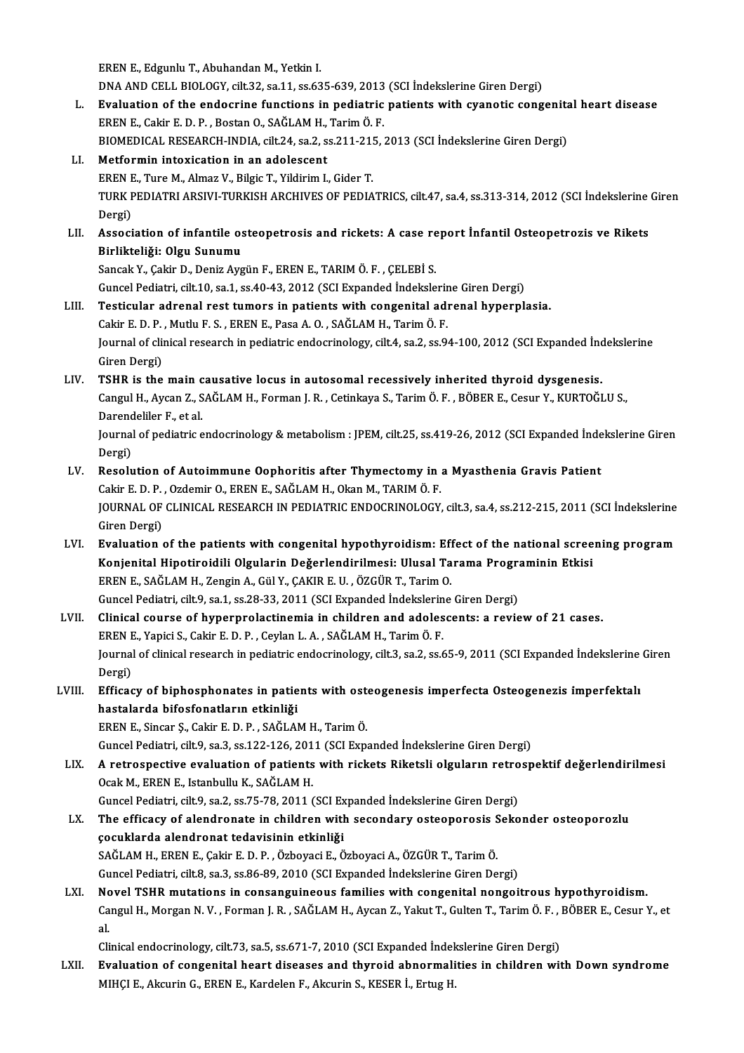EREN E., Edgunlu T., Abuhandan M., Yetkin I.
DNA AND CELL BIOLOGY, cilt.32, sa.11, ss.635-639, 2013 (SCI İndekslerine Giren Dergi)

L. **Evaluation of the endocrine functions in pediatric patients with cyanotic congenital heart disease**
EREN E., Cakir E. D. P. , Bostan O., SAĞLAM H., Tarim Ö. F.
BIOMEDICAL RESEARCH-INDIA, cilt.24, sa.2, ss.211-215, 2013 (SCI İndekslerine Giren Dergi)

LI. **Metformin intoxication in an adolescent**
EREN E., Ture M., Almaz V., Bilgic T., Yildirim I., Gider T.
TURK PEDIATRI ARSIVI-TURKISH ARCHIVES OF PEDIATRICS, cilt.47, sa.4, ss.313-314, 2012 (SCI İndekslerine Giren Dergi)

LII. **Association of infantile osteopetrosis and rickets: A case report İnfantil Osteopetrozis ve Rikets Birlikteliği: Olgu Sunumu**
Sancak Y., Çakir D., Deniz Aygün F., EREN E., TARIM Ö. F. , ÇELEBİ S.
Guncel Pediatri, cilt.10, sa.1, ss.40-43, 2012 (SCI Expanded İndekslerine Giren Dergi)

LIII. **Testicular adrenal rest tumors in patients with congenital adrenal hyperplasia.**
Cakir E. D. P. , Mutlu F. S. , EREN E., Pasa A. O. , SAĞLAM H., Tarim Ö. F.
Journal of clinical research in pediatric endocrinology, cilt.4, sa.2, ss.94-100, 2012 (SCI Expanded İndekslerine Giren Dergi)

LIV. **TSHR is the main causative locus in autosomal recessively inherited thyroid dysgenesis.**
Cangul H., Aycan Z., SAĞLAM H., Forman J. R. , Cetinkaya S., Tarim Ö. F. , BÖBER E., Cesur Y., KURTOĞLU S., Darendeliler F., et al.
Journal of pediatric endocrinology & metabolism : JPEM, cilt.25, ss.419-26, 2012 (SCI Expanded İndekslerine Giren Dergi)

LV. **Resolution of Autoimmune Oophoritis after Thymectomy in a Myasthenia Gravis Patient**
Cakir E. D. P. , Ozdemir O., EREN E., SAĞLAM H., Okan M., TARIM Ö. F.
JOURNAL OF CLINICAL RESEARCH IN PEDIATRIC ENDOCRINOLOGY, cilt.3, sa.4, ss.212-215, 2011 (SCI İndekslerine Giren Dergi)

LVI. **Evaluation of the patients with congenital hypothyroidism: Effect of the national screening program Konjenital Hipotiroidili Olgularin Değerlendirilmesi: Ulusal Tarama Programinin Etkisi**
EREN E., SAĞLAM H., Zengin A., Gül Y., ÇAKIR E. U. , ÖZGÜR T., Tarim O.
Guncel Pediatri, cilt.9, sa.1, ss.28-33, 2011 (SCI Expanded İndekslerine Giren Dergi)

LVII. **Clinical course of hyperprolactinemia in children and adolescents: a review of 21 cases.**
EREN E., Yapici S., Cakir E. D. P. , Ceylan L. A. , SAĞLAM H., Tarim Ö. F.
Journal of clinical research in pediatric endocrinology, cilt.3, sa.2, ss.65-9, 2011 (SCI Expanded İndekslerine Giren Dergi)

LVIII. **Efficacy of biphosphonates in patients with osteogenesis imperfecta Osteogenezis imperfektalı hastalarda bifosfonatların etkinliği**
EREN E., Sincar Ş., Cakir E. D. P. , SAĞLAM H., Tarim Ö.
Guncel Pediatri, cilt.9, sa.3, ss.122-126, 2011 (SCI Expanded İndekslerine Giren Dergi)

LIX. **A retrospective evaluation of patients with rickets Riketsli olguların retrospektif değerlendirilmesi**
Ocak M., EREN E., Istanbullu K., SAĞLAM H.
Guncel Pediatri, cilt.9, sa.2, ss.75-78, 2011 (SCI Expanded İndekslerine Giren Dergi)

LX. **The efficacy of alendronate in children with secondary osteoporosis Sekonder osteoporozlu çocuklarda alendronat tedavisinin etkinliği**
SAĞLAM H., EREN E., Çakir E. D. P. , Özboyaci E., Özboyaci A., ÖZGÜR T., Tarim Ö.
Guncel Pediatri, cilt.8, sa.3, ss.86-89, 2010 (SCI Expanded İndekslerine Giren Dergi)

LXI. **Novel TSHR mutations in consanguineous families with congenital nongoitrous hypothyroidism.**
Cangul H., Morgan N. V. , Forman J. R. , SAĞLAM H., Aycan Z., Yakut T., Gulten T., Tarim Ö. F. , BÖBER E., Cesur Y., et al.
Clinical endocrinology, cilt.73, sa.5, ss.671-7, 2010 (SCI Expanded İndekslerine Giren Dergi)

LXII. **Evaluation of congenital heart diseases and thyroid abnormalities in children with Down syndrome**
MIHÇI E., Akcurin G., EREN E., Kardelen F., Akcurin S., KESER İ., Ertug H.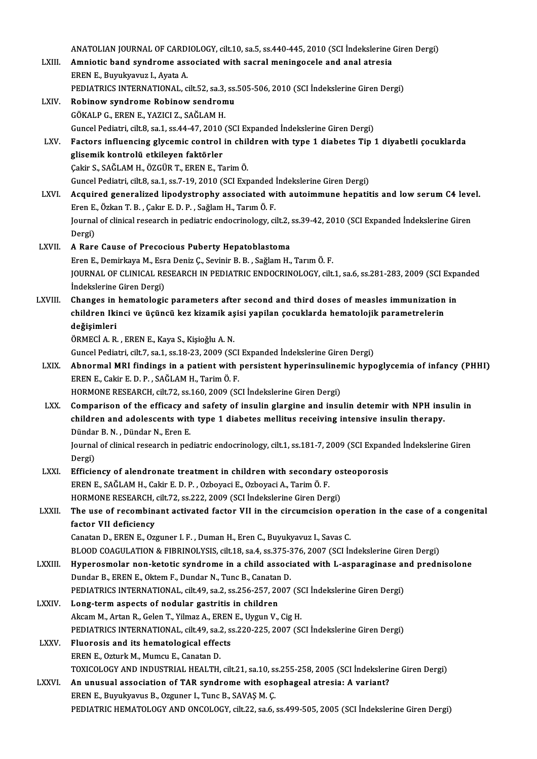ANATOLIAN JOURNAL OF CARDIOLOGY, cilt.10, sa.5, ss.440-445, 2010 (SCI İndekslerine Giren Dergi)

LXIII. **Amniotic band syndrome associated with sacral meningocele and anal atresia**
EREN E., Buyukyavuz I., Ayata A.
PEDIATRICS INTERNATIONAL, cilt.52, sa.3, ss.505-506, 2010 (SCI İndekslerine Giren Dergi)

LXIV. **Robinow syndrome Robinow sendromu**
GÖKALP G., EREN E., YAZICI Z., SAĞLAM H.
Guncel Pediatri, cilt.8, sa.1, ss.44-47, 2010 (SCI Expanded İndekslerine Giren Dergi)

LXV. **Factors influencing glycemic control in children with type 1 diabetes Tip 1 diyabetli çocuklarda glisemik kontrolü etkileyen faktörler**
Çakir S., SAĞLAM H., ÖZGÜR T., EREN E., Tarim Ö.
Guncel Pediatri, cilt.8, sa.1, ss.7-19, 2010 (SCI Expanded İndekslerine Giren Dergi)

LXVI. **Acquired generalized lipodystrophy associated with autoimmune hepatitis and low serum C4 level.**
Eren E., Özkan T. B. , Çakır E. D. P. , Sağlam H., Tarım Ö. F.
Journal of clinical research in pediatric endocrinology, cilt.2, ss.39-42, 2010 (SCI Expanded İndekslerine Giren Dergi)

LXVII. **A Rare Cause of Precocious Puberty Hepatoblastoma**
Eren E., Demirkaya M., Esra Deniz Ç., Sevinir B. B. , Sağlam H., Tarım Ö. F.
JOURNAL OF CLINICAL RESEARCH IN PEDIATRIC ENDOCRINOLOGY, cilt.1, sa.6, ss.281-283, 2009 (SCI Expanded İndekslerine Giren Dergi)

LXVIII. **Changes in hematologic parameters after second and third doses of measles immunization in children Ikinci ve üçüncü kez kizamik aşisi yapilan çocuklarda hematolojik parametrelerin değişimleri**
ÖRMECİ A. R. , EREN E., Kaya S., Kişioğlu A. N.
Guncel Pediatri, cilt.7, sa.1, ss.18-23, 2009 (SCI Expanded İndekslerine Giren Dergi)

LXIX. **Abnormal MRI findings in a patient with persistent hyperinsulinemic hypoglycemia of infancy (PHHI)**
EREN E., Cakir E. D. P. , SAĞLAM H., Tarim Ö. F.
HORMONE RESEARCH, cilt.72, ss.160, 2009 (SCI İndekslerine Giren Dergi)

LXX. **Comparison of the efficacy and safety of insulin glargine and insulin detemir with NPH insulin in children and adolescents with type 1 diabetes mellitus receiving intensive insulin therapy.**
Dündar B. N. , Dündar N., Eren E.
Journal of clinical research in pediatric endocrinology, cilt.1, ss.181-7, 2009 (SCI Expanded İndekslerine Giren Dergi)

LXXI. **Efficiency of alendronate treatment in children with secondary osteoporosis**
EREN E., SAĞLAM H., Cakir E. D. P. , Ozboyaci E., Ozboyaci A., Tarim Ö. F.
HORMONE RESEARCH, cilt.72, ss.222, 2009 (SCI İndekslerine Giren Dergi)

LXXII. **The use of recombinant activated factor VII in the circumcision operation in the case of a congenital factor VII deficiency**
Canatan D., EREN E., Ozguner I. F. , Duman H., Eren C., Buyukyavuz I., Savas C.
BLOOD COAGULATION & FIBRINOLYSIS, cilt.18, sa.4, ss.375-376, 2007 (SCI İndekslerine Giren Dergi)

LXXIII. **Hyperosmolar non-ketotic syndrome in a child associated with L-asparaginase and prednisolone**
Dundar B., EREN E., Oktem F., Dundar N., Tunc B., Canatan D.
PEDIATRICS INTERNATIONAL, cilt.49, sa.2, ss.256-257, 2007 (SCI İndekslerine Giren Dergi)

LXXIV. **Long-term aspects of nodular gastritis in children**
Akcam M., Artan R., Gelen T., Yilmaz A., EREN E., Uygun V., Cig H.
PEDIATRICS INTERNATIONAL, cilt.49, sa.2, ss.220-225, 2007 (SCI İndekslerine Giren Dergi)

LXXV. **Fluorosis and its hematological effects**
EREN E., Ozturk M., Mumcu E., Canatan D.
TOXICOLOGY AND INDUSTRIAL HEALTH, cilt.21, sa.10, ss.255-258, 2005 (SCI İndekslerine Giren Dergi)

LXXVI. **An unusual association of TAR syndrome with esophageal atresia: A variant?**
EREN E., Buyukyavus B., Ozguner I., Tunc B., SAVAŞ M. Ç.
PEDIATRIC HEMATOLOGY AND ONCOLOGY, cilt.22, sa.6, ss.499-505, 2005 (SCI İndekslerine Giren Dergi)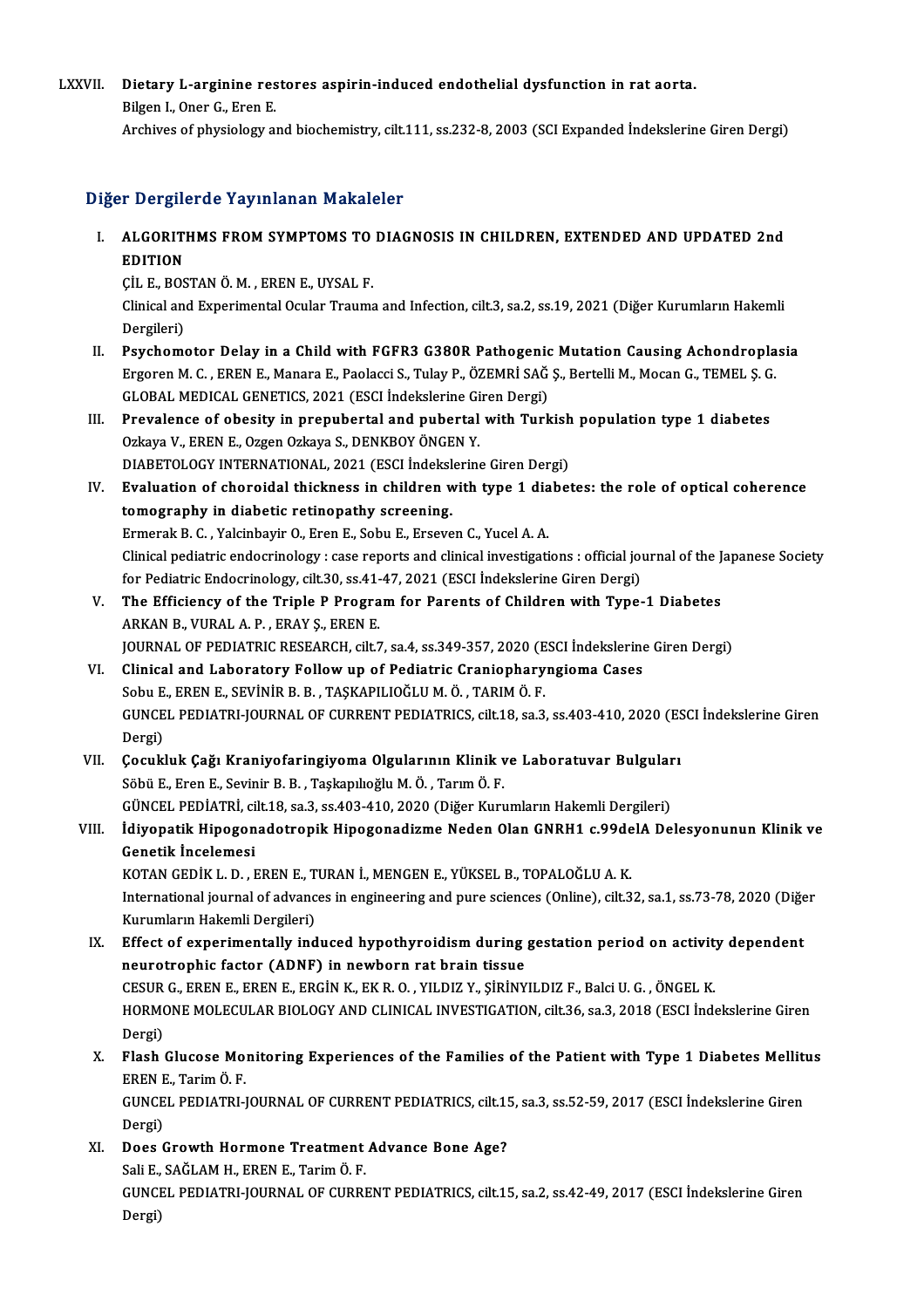LXXVII. **Dietary L-arginine restores aspirin-induced endothelial dysfunction in rat aorta.**
Bilgen I., Oner G., Eren E.
Archives of physiology and biochemistry, cilt.111, ss.232-8, 2003 (SCI Expanded İndekslerine Giren Dergi)

## Diğer Dergilerde Yayınlanan Makaleler

I. **ALGORITHMS FROM SYMPTOMS TO DIAGNOSIS IN CHILDREN, EXTENDED AND UPDATED 2nd EDITION**
ÇİL E., BOSTAN Ö. M. , EREN E., UYSAL F.
Clinical and Experimental Ocular Trauma and Infection, cilt.3, sa.2, ss.19, 2021 (Diğer Kurumların Hakemli Dergileri)

II. **Psychomotor Delay in a Child with FGFR3 G380R Pathogenic Mutation Causing Achondroplasia**
Ergoren M. C. , EREN E., Manara E., Paolacci S., Tulay P., ÖZEMRİ SAĞ Ş., Bertelli M., Mocan G., TEMEL Ş. G.
GLOBAL MEDICAL GENETICS, 2021 (ESCI İndekslerine Giren Dergi)

III. **Prevalence of obesity in prepubertal and pubertal with Turkish population type 1 diabetes**
Ozkaya V., EREN E., Ozgen Ozkaya S., DENKBOY ÖNGEN Y.
DIABETOLOGY INTERNATIONAL, 2021 (ESCI İndekslerine Giren Dergi)

IV. **Evaluation of choroidal thickness in children with type 1 diabetes: the role of optical coherence tomography in diabetic retinopathy screening.**
Ermerak B. C. , Yalcinbayir O., Eren E., Sobu E., Erseven C., Yucel A. A.
Clinical pediatric endocrinology : case reports and clinical investigations : official journal of the Japanese Society for Pediatric Endocrinology, cilt.30, ss.41-47, 2021 (ESCI İndekslerine Giren Dergi)

V. **The Efficiency of the Triple P Program for Parents of Children with Type-1 Diabetes**
ARKAN B., VURAL A. P. , ERAY Ş., EREN E.
JOURNAL OF PEDIATRIC RESEARCH, cilt.7, sa.4, ss.349-357, 2020 (ESCI İndekslerine Giren Dergi)

VI. **Clinical and Laboratory Follow up of Pediatric Craniopharyngioma Cases**
Sobu E., EREN E., SEVİNİR B. B. , TAŞKAPILIOĞLU M. Ö. , TARIM Ö. F.
GUNCEL PEDIATRI-JOURNAL OF CURRENT PEDIATRICS, cilt.18, sa.3, ss.403-410, 2020 (ESCI İndekslerine Giren Dergi)

VII. **Çocukluk Çağı Kraniyofaringiyoma Olgularının Klinik ve Laboratuvar Bulguları**
Söbü E., Eren E., Sevinir B. B. , Taşkapılıoğlu M. Ö. , Tarım Ö. F.
GÜNCEL PEDİATRİ, cilt.18, sa.3, ss.403-410, 2020 (Diğer Kurumların Hakemli Dergileri)

VIII. **İdiyopatik Hipogonadotropik Hipogonadizme Neden Olan GNRH1 c.99delA Delesyonunun Klinik ve Genetik İncelemesi**
KOTAN GEDİK L. D. , EREN E., TURAN İ., MENGEN E., YÜKSEL B., TOPALOĞLU A. K.
International journal of advances in engineering and pure sciences (Online), cilt.32, sa.1, ss.73-78, 2020 (Diğer Kurumların Hakemli Dergileri)

IX. **Effect of experimentally induced hypothyroidism during gestation period on activity dependent neurotrophic factor (ADNF) in newborn rat brain tissue**
CESUR G., EREN E., EREN E., ERGİN K., EK R. O. , YILDIZ Y., ŞİRİNYILDIZ F., Balci U. G. , ÖNGEL K.
HORMONE MOLECULAR BIOLOGY AND CLINICAL INVESTIGATION, cilt.36, sa.3, 2018 (ESCI İndekslerine Giren Dergi)

X. **Flash Glucose Monitoring Experiences of the Families of the Patient with Type 1 Diabetes Mellitus**
EREN E., Tarim Ö. F.
GUNCEL PEDIATRI-JOURNAL OF CURRENT PEDIATRICS, cilt.15, sa.3, ss.52-59, 2017 (ESCI İndekslerine Giren Dergi)

XI. **Does Growth Hormone Treatment Advance Bone Age?**
Sali E., SAĞLAM H., EREN E., Tarim Ö. F.
GUNCEL PEDIATRI-JOURNAL OF CURRENT PEDIATRICS, cilt.15, sa.2, ss.42-49, 2017 (ESCI İndekslerine Giren Dergi)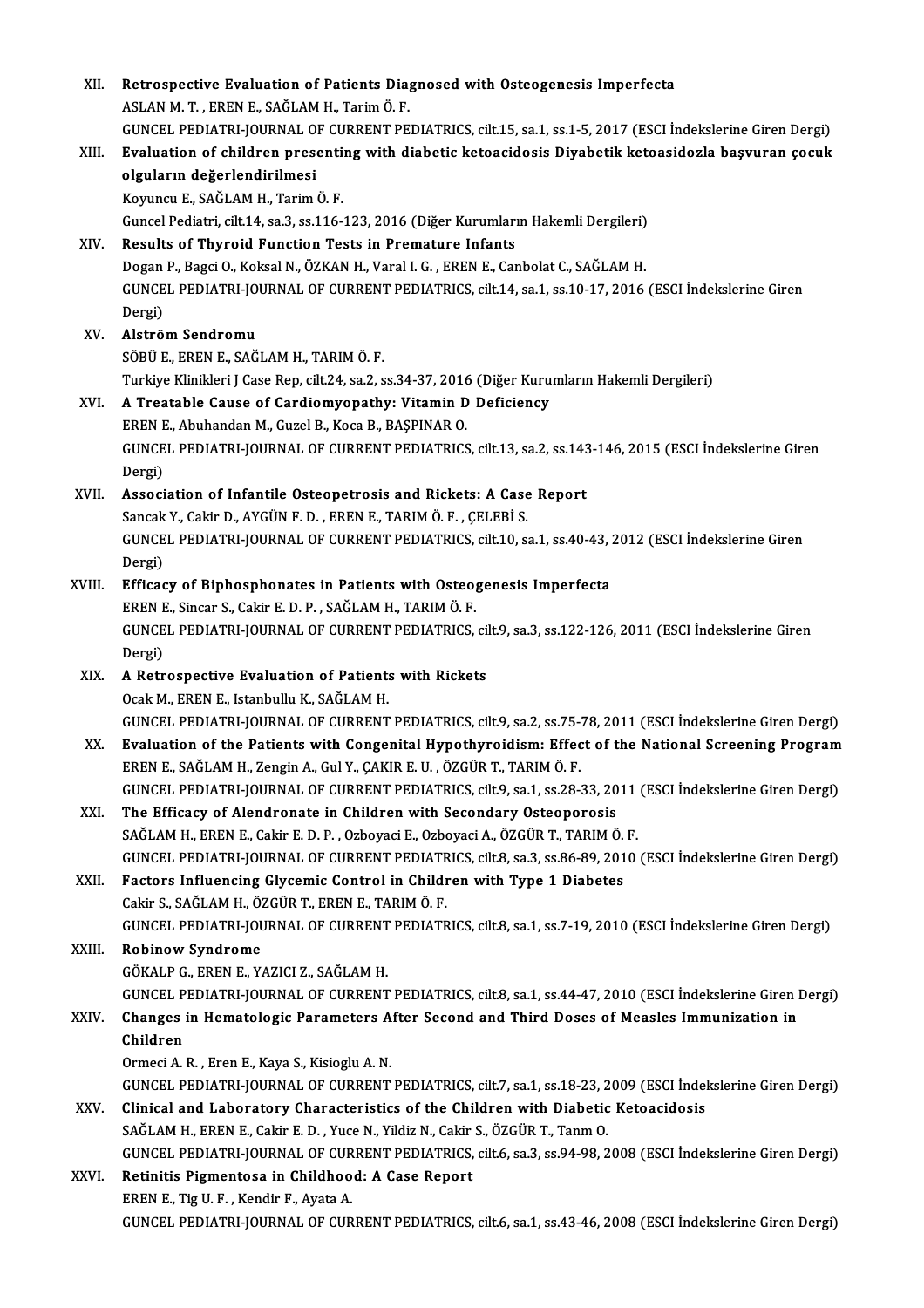XII. **Retrospective Evaluation of Patients Diagnosed with Osteogenesis Imperfecta**
ASLAN M. T. , EREN E., SAĞLAM H., Tarim Ö. F.
GUNCEL PEDIATRI-JOURNAL OF CURRENT PEDIATRICS, cilt.15, sa.1, ss.1-5, 2017 (ESCI İndekslerine Giren Dergi)

XIII. **Evaluation of children presenting with diabetic ketoacidosis Diyabetik ketoasidozla başvuran çocuk olguların değerlendirilmesi**
Koyuncu E., SAĞLAM H., Tarim Ö. F.
Guncel Pediatri, cilt.14, sa.3, ss.116-123, 2016 (Diğer Kurumların Hakemli Dergileri)

XIV. **Results of Thyroid Function Tests in Premature Infants**
Dogan P., Bagci O., Koksal N., ÖZKAN H., Varal I. G. , EREN E., Canbolat C., SAĞLAM H.
GUNCEL PEDIATRI-JOURNAL OF CURRENT PEDIATRICS, cilt.14, sa.1, ss.10-17, 2016 (ESCI İndekslerine Giren Dergi)

XV. **Alströ m Sendromu**
SÖBÜ E., EREN E., SAĞLAM H., TARIM Ö. F.
Turkiye Klinikleri J Case Rep, cilt.24, sa.2, ss.34-37, 2016 (Diğer Kurumların Hakemli Dergileri)

XVI. **A Treatable Cause of Cardiomyopathy: Vitamin D Deficiency**
EREN E., Abuhandan M., Guzel B., Koca B., BAŞPINAR O.
GUNCEL PEDIATRI-JOURNAL OF CURRENT PEDIATRICS, cilt.13, sa.2, ss.143-146, 2015 (ESCI İndekslerine Giren Dergi)

XVII. **Association of Infantile Osteopetrosis and Rickets: A Case Report**
Sancak Y., Cakir D., AYGÜN F. D. , EREN E., TARIM Ö. F. , ÇELEBİ S.
GUNCEL PEDIATRI-JOURNAL OF CURRENT PEDIATRICS, cilt.10, sa.1, ss.40-43, 2012 (ESCI İndekslerine Giren Dergi)

XVIII. **Efficacy of Biphosphonates in Patients with Osteogenesis Imperfecta**
EREN E., Sincar S., Cakir E. D. P. , SAĞLAM H., TARIM Ö. F.
GUNCEL PEDIATRI-JOURNAL OF CURRENT PEDIATRICS, cilt.9, sa.3, ss.122-126, 2011 (ESCI İndekslerine Giren Dergi)

XIX. **A Retrospective Evaluation of Patients with Rickets**
Ocak M., EREN E., Istanbullu K., SAĞLAM H.
GUNCEL PEDIATRI-JOURNAL OF CURRENT PEDIATRICS, cilt.9, sa.2, ss.75-78, 2011 (ESCI İndekslerine Giren Dergi)

XX. **Evaluation of the Patients with Congenital Hypothyroidism: Effect of the National Screening Program**
EREN E., SAĞLAM H., Zengin A., Gul Y., ÇAKIR E. U. , ÖZGÜR T., TARIM Ö. F.
GUNCEL PEDIATRI-JOURNAL OF CURRENT PEDIATRICS, cilt.9, sa.1, ss.28-33, 2011 (ESCI İndekslerine Giren Dergi)

XXI. **The Efficacy of Alendronate in Children with Secondary Osteoporosis**
SAĞLAM H., EREN E., Cakir E. D. P. , Ozboyaci E., Ozboyaci A., ÖZGÜR T., TARIM Ö. F.
GUNCEL PEDIATRI-JOURNAL OF CURRENT PEDIATRICS, cilt.8, sa.3, ss.86-89, 2010 (ESCI İndekslerine Giren Dergi)

XXII. **Factors Influencing Glycemic Control in Children with Type 1 Diabetes**
Cakir S., SAĞLAM H., ÖZGÜR T., EREN E., TARIM Ö. F.
GUNCEL PEDIATRI-JOURNAL OF CURRENT PEDIATRICS, cilt.8, sa.1, ss.7-19, 2010 (ESCI İndekslerine Giren Dergi)

XXIII. **Robinow Syndrome**
GÖKALP G., EREN E., YAZICI Z., SAĞLAM H.
GUNCEL PEDIATRI-JOURNAL OF CURRENT PEDIATRICS, cilt.8, sa.1, ss.44-47, 2010 (ESCI İndekslerine Giren Dergi)

XXIV. **Changes in Hematologic Parameters After Second and Third Doses of Measles Immunization in Children**
Ormeci A. R. , Eren E., Kaya S., Kisioglu A. N.
GUNCEL PEDIATRI-JOURNAL OF CURRENT PEDIATRICS, cilt.7, sa.1, ss.18-23, 2009 (ESCI İndekslerine Giren Dergi)

XXV. **Clinical and Laboratory Characteristics of the Children with Diabetic Ketoacidosis**
SAĞLAM H., EREN E., Cakir E. D. , Yuce N., Yildiz N., Cakir S., ÖZGÜR T., Tanm O.
GUNCEL PEDIATRI-JOURNAL OF CURRENT PEDIATRICS, cilt.6, sa.3, ss.94-98, 2008 (ESCI İndekslerine Giren Dergi)

XXVI. **Retinitis Pigmentosa in Childhood: A Case Report**
EREN E., Tig U. F. , Kendir F., Ayata A.
GUNCEL PEDIATRI-JOURNAL OF CURRENT PEDIATRICS, cilt.6, sa.1, ss.43-46, 2008 (ESCI İndekslerine Giren Dergi)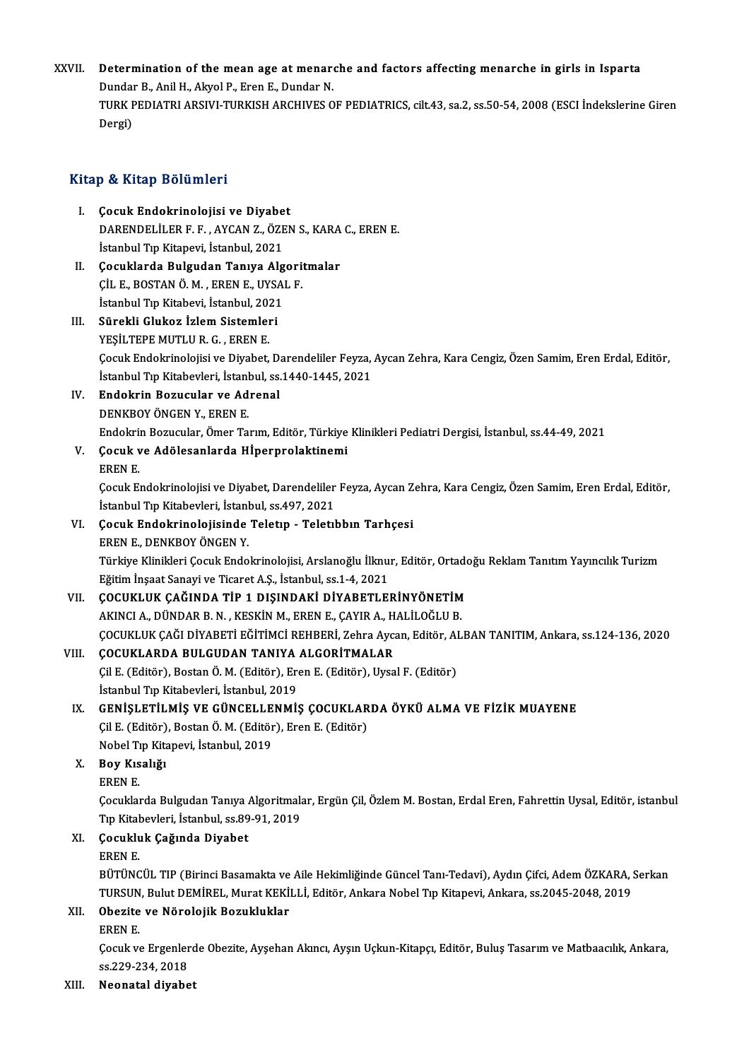XXVII. **Determination of the mean age at menarche and factors affecting menarche in girls in Isparta**
Dundar B., Anil H., Akyol P., Eren E., Dundar N.
TURK PEDIATRI ARSIVI-TURKISH ARCHIVES OF PEDIATRICS, cilt.43, sa.2, ss.50-54, 2008 (ESCI İndekslerine Giren Dergi)

## Kitap & Kitap Bölümleri

I. **Çocuk Endokrinolojisi ve Diyabet**
DARENDELİLER F. F. , AYCAN Z., ÖZEN S., KARA C., EREN E.
İstanbul Tıp Kitapevi, İstanbul, 2021

II. **Çocuklarda Bulgudan Tanıya Algoritmalar**
ÇİL E., BOSTAN Ö. M. , EREN E., UYSAL F.
İstanbul Tıp Kitabevi, İstanbul, 2021

III. **Sürekli Glukoz İzlem Sistemleri**
YEŞİLTEPE MUTLU R. G. , EREN E.
Çocuk Endokrinolojisi ve Diyabet, Darendeliler Feyza, Aycan Zehra, Kara Cengiz, Özen Samim, Eren Erdal, Editör, İstanbul Tıp Kitabevleri, İstanbul, ss.1440-1445, 2021

IV. **Endokrin Bozucular ve Adrenal**
DENKBOY ÖNGEN Y., EREN E.
Endokrin Bozucular, Ömer Tarım, Editör, Türkiye Klinikleri Pediatri Dergisi, İstanbul, ss.44-49, 2021

V. **Çocuk ve Adölesanlarda HİperproIaktinemi**
EREN E.
Çocuk Endokrinolojisi ve Diyabet, Darendeliler Feyza, Aycan Zehra, Kara Cengiz, Özen Samim, Eren Erdal, Editör, İstanbul Tıp Kitabevleri, İstanbul, ss.497, 2021

VI. **Çocuk Endokrinolojisinde Teletıp - Teletıbbın Tarhçesi**
EREN E., DENKBOY ÖNGEN Y.
Türkiye Klinikleri Çocuk Endokrinolojisi, Arslanoğlu İlknur, Editör, Ortadoğu Reklam Tanıtım Yayıncılık Turizm Eğitim İnşaat Sanayi ve Ticaret A.Ş., İstanbul, ss.1-4, 2021

VII. **ÇOCUKLUK ÇAĞINDA TİP 1 DIŞINDAKİ DİYABETLERİNYÖNETİM**
AKINCI A., DÜNDAR B. N. , KESKİN M., EREN E., ÇAYIR A., HALİLOĞLU B.
ÇOCUKLUK ÇAĞI DİYABETİ EĞİTİMCİ REHBERİ, Zehra Aycan, Editör, ALBAN TANITIM, Ankara, ss.124-136, 2020

VIII. **ÇOCUKLARDA BULGUDAN TANIYA ALGORİTMALAR**
Çil E. (Editör), Bostan Ö. M. (Editör), Eren E. (Editör), Uysal F. (Editör)
İstanbul Tıp Kitabevleri, İstanbul, 2019

IX. **GENİŞLETİLMİŞ VE GÜNCELLENMİŞ ÇOCUKLARDA ÖYKÜ ALMA VE FİZİK MUAYENE**
Çil E. (Editör), Bostan Ö. M. (Editör), Eren E. (Editör)
Nobel Tıp Kitapevi, İstanbul, 2019

X. **Boy Kısalığı**
EREN E.
Çocuklarda Bulgudan Tanıya Algoritmalar, Ergün Çil, Özlem M. Bostan, Erdal Eren, Fahrettin Uysal, Editör, istanbul Tıp Kitabevleri, İstanbul, ss.89-91, 2019

XI. **Çocukluk Çağında Diyabet**
EREN E.
BÜTÜNCÜL TIP (Birinci Basamakta ve Aile Hekimliğinde Güncel Tanı-Tedavi), Aydın Çifci, Adem ÖZKARA, Serkan TURSUN, Bulut DEMİREL, Murat KEKİLLİ, Editör, Ankara Nobel Tıp Kitapevi, Ankara, ss.2045-2048, 2019

XII. **Obezite ve Nörolojik Bozukluklar**
EREN E.
Çocuk ve Ergenlerde Obezite, Ayşehan Akıncı, Ayşın Uçkun-Kitapçı, Editör, Buluş Tasarım ve Matbaacılık, Ankara, ss.229-234, 2018

XIII. **Neonatal diyabet**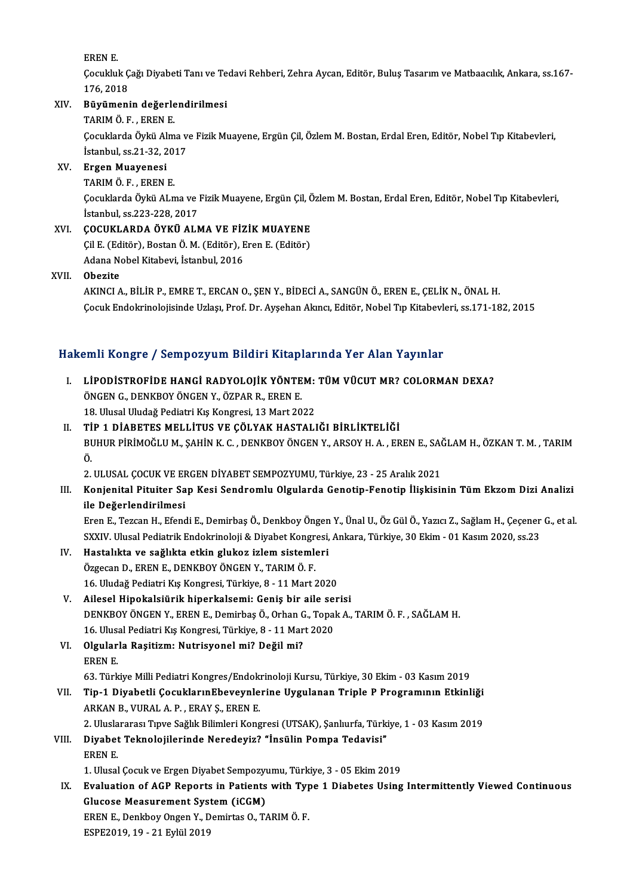EREN E.
Çocukluk Çağı Diyabeti Tanı ve Tedavi Rehberi, Zehra Aycan, Editör, Buluş Tasarım ve Matbaacılık, Ankara, ss.167-176, 2018

XIV. **Büyümenin değerlendirilmesi**
TARIM Ö. F. , EREN E.
Çocuklarda Öykü Alma ve Fizik Muayene, Ergün Çil, Özlem M. Bostan, Erdal Eren, Editör, Nobel Tıp Kitabevleri, İstanbul, ss.21-32, 2017

XV. **Ergen Muayenesi**
TARIM Ö. F. , EREN E.
Çocuklarda Öykü ALma ve Fizik Muayene, Ergün Çil, Özlem M. Bostan, Erdal Eren, Editör, Nobel Tıp Kitabevleri, İstanbul, ss.223-228, 2017

XVI. **ÇOCUKLARDA ÖYKÜ ALMA VE FİZİK MUAYENE**
Çil E. (Editör), Bostan Ö. M. (Editör), Eren E. (Editör)
Adana Nobel Kitabevi, İstanbul, 2016

XVII. **Obezite**
AKINCI A., BİLİR P., EMRE T., ERCAN O., ŞEN Y., BİDECİ A., SANGÜN Ö., EREN E., ÇELİK N., ÖNAL H.
Çocuk Endokrinolojisinde Uzlaşı, Prof. Dr. Ayşehan Akıncı, Editör, Nobel Tıp Kitabevleri, ss.171-182, 2015

## Hakemli Kongre / Sempozyum Bildiri Kitaplarında Yer Alan Yayınlar

I. **LİPODİSTROFİDE HANGİ RADYOLOJİK YÖNTEM: TÜM VÜCUT MR? COLORMAN DEXA?**
ÖNGEN G., DENKBOY ÖNGEN Y., ÖZPAR R., EREN E.
18. Ulusal Uludağ Pediatri Kış Kongresi, 13 Mart 2022

II. **TİP 1 DİABETES MELLİTUS VE ÇÖLYAK HASTALIĞI BİRLİKTELİĞİ**
BUHUR PİRİMOĞLU M., ŞAHİN K. C. , DENKBOY ÖNGEN Y., ARSOY H. A. , EREN E., SAĞLAM H., ÖZKAN T. M. , TARIM Ö.
2. ULUSAL ÇOCUK VE ERGEN DİYABET SEMPOZYUMU, Türkiye, 23 - 25 Aralık 2021

III. **Konjenital Pituiter Sap Kesi Sendromlu Olgularda Genotip-Fenotip İlişkisinin Tüm Ekzom Dizi Analizi ile Değerlendirilmesi**
Eren E., Tezcan H., Efendi E., Demirbaş Ö., Denkboy Öngen Y., Ünal U., Öz Gül Ö., Yazıcı Z., Sağlam H., Çeçener G., et al.
SXXIV. Ulusal Pediatrik Endokrinoloji & Diyabet Kongresi, Ankara, Türkiye, 30 Ekim - 01 Kasım 2020, ss.23

IV. **Hastalıkta ve sağlıkta etkin glukoz izlem sistemleri**
Özgecan D., EREN E., DENKBOY ÖNGEN Y., TARIM Ö. F.
16. Uludağ Pediatri Kış Kongresi, Türkiye, 8 - 11 Mart 2020

V. **Ailesel Hipokalsiürik hiperkalsemi: Geniş bir aile serisi**
DENKBOY ÖNGEN Y., EREN E., Demirbaş Ö., Orhan G., Topak A., TARIM Ö. F. , SAĞLAM H.
16. Ulusal Pediatri Kış Kongresi, Türkiye, 8 - 11 Mart 2020

VI. **Olgularla Raşitizm: Nutrisyonel mi? Değil mi?**
EREN E.
63. Türkiye Milli Pediatri Kongres/Endokrinoloji Kursu, Türkiye, 30 Ekim - 03 Kasım 2019

VII. **Tip-1 Diyabetli ÇocuklarınEbeveynlerine Uygulanan Triple P Programının Etkinliği**
ARKAN B., VURAL A. P. , ERAY Ş., EREN E.
2. Uluslararası Tıpve Sağlık Bilimleri Kongresi (UTSAK), Şanlıurfa, Türkiye, 1 - 03 Kasım 2019

VIII. **Diyabet Teknolojilerinde Neredeyiz? "İnsülin Pompa Tedavisi"**
EREN E.
1. Ulusal Çocuk ve Ergen Diyabet Sempozyumu, Türkiye, 3 - 05 Ekim 2019

IX. **Evaluation of AGP Reports in Patients with Type 1 Diabetes Using Intermittently Viewed Continuous Glucose Measurement System (iCGM)**
EREN E., Denkboy Ongen Y., Demirtas O., TARIM Ö. F.
ESPE2019, 19 - 21 Eylül 2019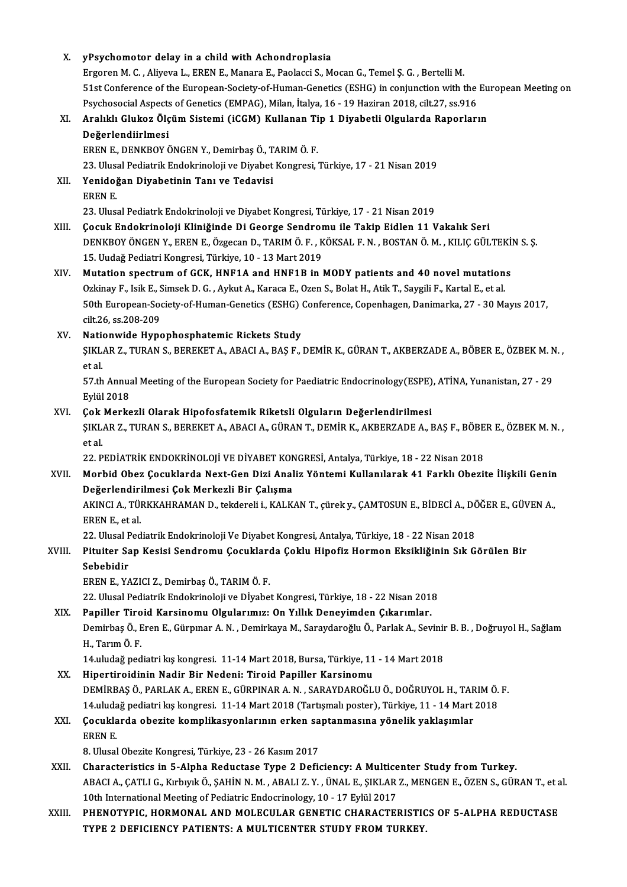X. **yPsychomotor delay in a child with Achondroplasia**
Ergoren M. C. , Aliyeva L., EREN E., Manara E., Paolacci S., Mocan G., Temel Ş. G. , Bertelli M.
51st Conference of the European-Society-of-Human-Genetics (ESHG) in conjunction with the European Meeting on Psychosocial Aspects of Genetics (EMPAG), Milan, İtalya, 16 - 19 Haziran 2018, cilt.27, ss.916

XI. **Aralıklı Glukoz Ölçüm Sistemi (iCGM) Kullanan Tip 1 Diyabetli Olgularda Raporların Değerlendiirlmesi**
EREN E., DENKBOY ÖNGEN Y., Demirbaş Ö., TARIM Ö. F.
23. Ulusal Pediatrik Endokrinoloji ve Diyabet Kongresi, Türkiye, 17 - 21 Nisan 2019

XII. **Yenidoğan Diyabetinin Tanı ve Tedavisi**
EREN E.
23. Ulusal Pediatrk Endokrinoloji ve Diyabet Kongresi, Türkiye, 17 - 21 Nisan 2019

XIII. **Çocuk Endokrinoloji Kliniğinde Di George Sendromu ile Takip Eidlen 11 Vakalık Seri**
DENKBOY ÖNGEN Y., EREN E., Özgecan D., TARIM Ö. F. , KÖKSAL F. N. , BOSTAN Ö. M. , KILIÇ GÜLTEKİN S. Ş.
15. Uudağ Pediatri Kongresi, Türkiye, 10 - 13 Mart 2019

XIV. **Mutation spectrum of GCK, HNF1A and HNF1B in MODY patients and 40 novel mutations**
Ozkinay F., Isik E., Simsek D. G. , Aykut A., Karaca E., Ozen S., Bolat H., Atik T., Saygili F., Kartal E., et al.
50th European-Society-of-Human-Genetics (ESHG) Conference, Copenhagen, Danimarka, 27 - 30 Mayıs 2017, cilt.26, ss.208-209

XV. **Nationwide Hypophosphatemic Rickets Study**
ŞIKLAR Z., TURAN S., BEREKET A., ABACI A., BAŞ F., DEMİR K., GÜRAN T., AKBERZADE A., BÖBER E., ÖZBEK M. N. , et al.
57.th Annual Meeting of the European Society for Paediatric Endocrinology(ESPE), ATİNA, Yunanistan, 27 - 29 Eylül 2018

XVI. **Çok Merkezli Olarak Hipofosfatemik Riketsli Olguların Değerlendirilmesi**
ŞIKLAR Z., TURAN S., BEREKET A., ABACI A., GÜRAN T., DEMİR K., AKBERZADE A., BAŞ F., BÖBER E., ÖZBEK M. N. , et al.
22. PEDİATRİK ENDOKRİNOLOJİ VE DİYABET KONGRESİ, Antalya, Türkiye, 18 - 22 Nisan 2018

XVII. **Morbid Obez Çocuklarda Next-Gen Dizi Analiz Yöntemi Kullanılarak 41 Farklı Obezite İlişkili Genin Değerlendirilmesi Çok Merkezli Bir Çalışma**
AKINCI A., TÜRKKAHRAMAN D., tekdereli i., KALKAN T., çürek y., ÇAMTOSUN E., BİDECİ A., DÖĞER E., GÜVEN A., EREN E., et al.
22. Ulusal Pediatrik Endokrinoloji Ve Diyabet Kongresi, Antalya, Türkiye, 18 - 22 Nisan 2018

XVIII. **Pituiter Sap Kesisi Sendromu Çocuklarda Çoklu Hipofiz Hormon Eksikliğinin Sık Görülen Bir Sebebidir**
EREN E., YAZICI Z., Demirbaş Ö., TARIM Ö. F.
22. Ulusal Pediatrik Endokrinoloji ve Dİyabet Kongresi, Türkiye, 18 - 22 Nisan 2018

XIX. **Papiller Tiroid Karsinomu Olgularımız: On Yıllık Deneyimden Çıkarımlar.**
Demirbaş Ö., Eren E., Gürpınar A. N. , Demirkaya M., Saraydaroğlu Ö., Parlak A., Sevinir B. B. , Doğruyol H., Sağlam H., Tarım Ö. F.
14.uludağ pediatri kış kongresi. 11-14 Mart 2018, Bursa, Türkiye, 11 - 14 Mart 2018

XX. **Hipertiroidinin Nadir Bir Nedeni: Tiroid Papiller Karsinomu**
DEMİRBAŞ Ö., PARLAK A., EREN E., GÜRPINAR A. N. , SARAYDAROĞLU Ö., DOĞRUYOL H., TARIM Ö. F.
14.uludağ pediatri kış kongresi. 11-14 Mart 2018 (Tartışmalı poster), Türkiye, 11 - 14 Mart 2018

XXI. **Çocuklarda obezite komplikasyonlarının erken saptanmasına yönelik yaklaşımlar**
EREN E.
8. Ulusal Obezite Kongresi, Türkiye, 23 - 26 Kasım 2017

XXII. **Characteristics in 5-Alpha Reductase Type 2 Deficiency: A Multicenter Study from Turkey.**
ABACI A., ÇATLI G., Kırbıyık Ö., ŞAHİN N. M. , ABALI Z. Y. , ÜNAL E., ŞIKLAR Z., MENGEN E., ÖZEN S., GÜRAN T., et al.
10th International Meeting of Pediatric Endocrinology, 10 - 17 Eylül 2017

XXIII. **PHENOTYPIC, HORMONAL AND MOLECULAR GENETIC CHARACTERISTICS OF 5-ALPHA REDUCTASE TYPE 2 DEFICIENCY PATIENTS: A MULTICENTER STUDY FROM TURKEY.**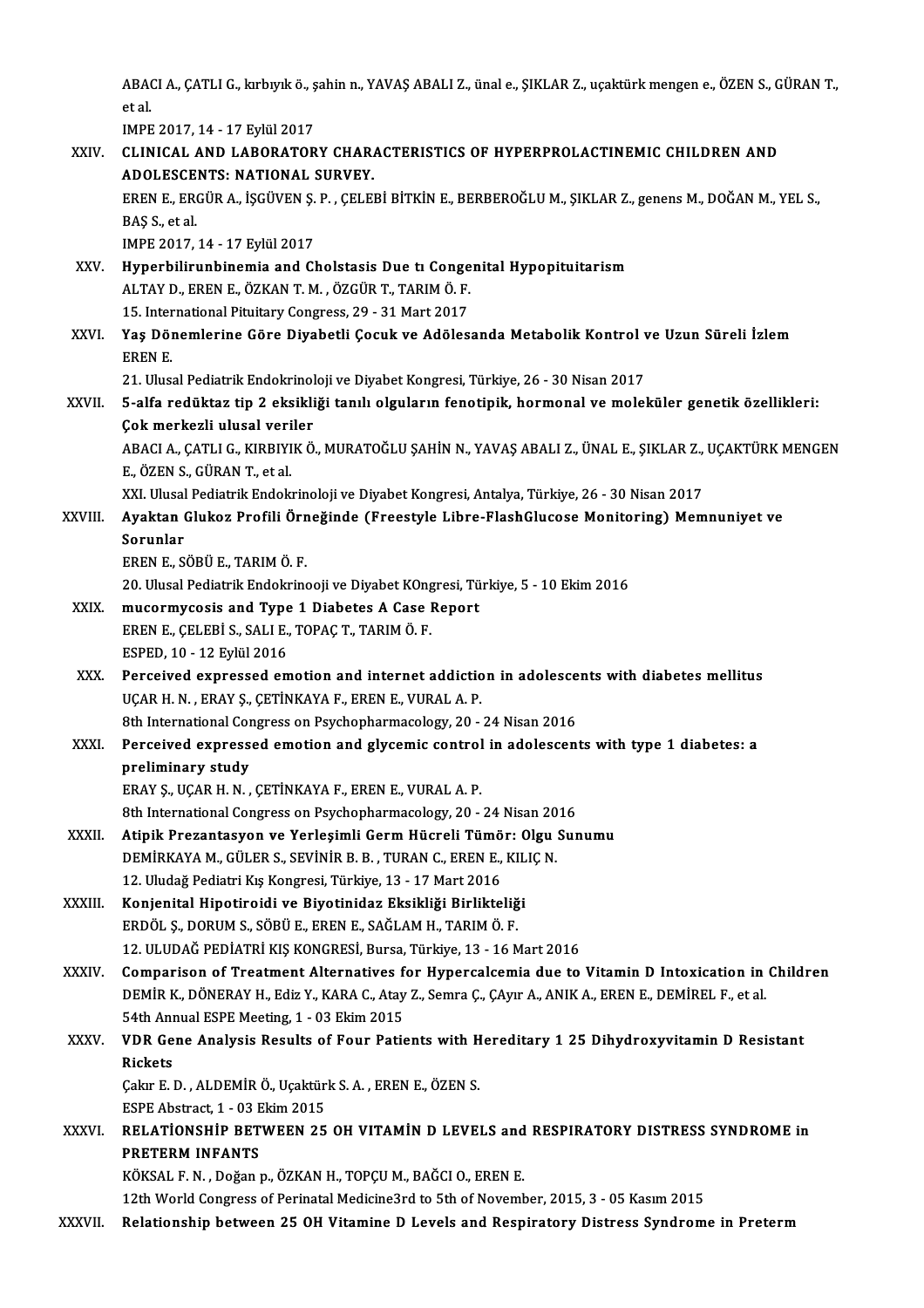ABACI A., ÇATLI G., kırbıyık ö., şahin n., YAVAŞ ABALI Z., ünal e., ŞIKLAR Z., uçaktürk mengen e., ÖZEN S., GÜRAN T., et al.
IMPE 2017, 14 - 17 Eylül 2017

XXIV. **CLINICAL AND LABORATORY CHARACTERISTICS OF HYPERPROLACTINEMIC CHILDREN AND ADOLESCENTS: NATIONAL SURVEY.**
EREN E., ERGÜR A., İŞGÜVEN Ş. P. , ÇELEBİ BİTKİN E., BERBEROĞLU M., ŞIKLAR Z., genens M., DOĞAN M., YEL S., BAŞ S., et al.
IMPE 2017, 14 - 17 Eylül 2017

XXV. **Hyperbilirunbinemia and Cholstasis Due tı Congenital Hypopituitarism**
ALTAY D., EREN E., ÖZKAN T. M. , ÖZGÜR T., TARIM Ö. F.
15. International Pituitary Congress, 29 - 31 Mart 2017

XXVI. **Yaş Dönemlerine Göre Diyabetli Çocuk ve Adölesanda Metabolik Kontrol ve Uzun Süreli İzlem**
EREN E.
21. Ulusal Pediatrik Endokrinoloji ve Diyabet Kongresi, Türkiye, 26 - 30 Nisan 2017

XXVII. **5-alfa redüktaz tip 2 eksikliği tanılı olguların fenotipik, hormonal ve moleküler genetik özellikleri: Çok merkezli ulusal veriler**
ABACI A., ÇATLI G., KIRBIYIK Ö., MURATOĞLU ŞAHİN N., YAVAŞ ABALI Z., ÜNAL E., ŞIKLAR Z., UÇAKTÜRK MENGEN E., ÖZEN S., GÜRAN T., et al.
XXI. Ulusal Pediatrik Endokrinoloji ve Diyabet Kongresi, Antalya, Türkiye, 26 - 30 Nisan 2017

XXVIII. **Ayaktan Glukoz Profili Örneğinde (Freestyle Libre-FlashGlucose Monitoring) Memnuniyet ve Sorunlar**
EREN E., SÖBÜ E., TARIM Ö. F.
20. Ulusal Pediatrik Endokrinooji ve Diyabet KOngresi, Türkiye, 5 - 10 Ekim 2016

XXIX. **mucormycosis and Type 1 Diabetes A Case Report**
EREN E., ÇELEBİ S., SALI E., TOPAÇ T., TARIM Ö. F.
ESPED, 10 - 12 Eylül 2016

XXX. **Perceived expressed emotion and internet addiction in adolescents with diabetes mellitus**
UÇAR H. N. , ERAY Ş., ÇETİNKAYA F., EREN E., VURAL A. P.
8th International Congress on Psychopharmacology, 20 - 24 Nisan 2016

XXXI. **Perceived expressed emotion and glycemic control in adolescents with type 1 diabetes: a preliminary study**
ERAY Ş., UÇAR H. N. , ÇETİNKAYA F., EREN E., VURAL A. P.
8th International Congress on Psychopharmacology, 20 - 24 Nisan 2016

XXXII. **Atipik Prezantasyon ve Yerleşimli Germ Hücreli Tümör: Olgu Sunumu**
DEMİRKAYA M., GÜLER S., SEVİNİR B. B. , TURAN C., EREN E., KILIÇ N.
12. Uludağ Pediatri Kış Kongresi, Türkiye, 13 - 17 Mart 2016

XXXIII. **Konjenital Hipotiroidi ve Biyotinidaz Eksikliği Birlikteliği**
ERDÖL Ş., DORUM S., SÖBÜ E., EREN E., SAĞLAM H., TARIM Ö. F.
12. ULUDAĞ PEDİATRİ KIŞ KONGRESİ, Bursa, Türkiye, 13 - 16 Mart 2016

XXXIV. **Comparison of Treatment Alternatives for Hypercalcemia due to Vitamin D Intoxication in Children**
DEMİR K., DÖNERAY H., Ediz Y., KARA C., Atay Z., Semra Ç., ÇAyır A., ANIK A., EREN E., DEMİREL F., et al.
54th Annual ESPE Meeting, 1 - 03 Ekim 2015

XXXV. **VDR Gene Analysis Results of Four Patients with Hereditary 1 25 Dihydroxyvitamin D Resistant Rickets**
Çakır E. D. , ALDEMİR Ö., Uçaktürk S. A. , EREN E., ÖZEN S.
ESPE Abstract, 1 - 03 Ekim 2015

XXXVI. **RELATİONSHİP BETWEEN 25 OH VITAMİN D LEVELS and RESPIRATORY DISTRESS SYNDROME in PRETERM INFANTS**
KÖKSAL F. N. , Doğan p., ÖZKAN H., TOPÇU M., BAĞCI O., EREN E.
12th World Congress of Perinatal Medicine3rd to 5th of November, 2015, 3 - 05 Kasım 2015

XXXVII. **Relationship between 25 OH Vitamine D Levels and Respiratory Distress Syndrome in Preterm**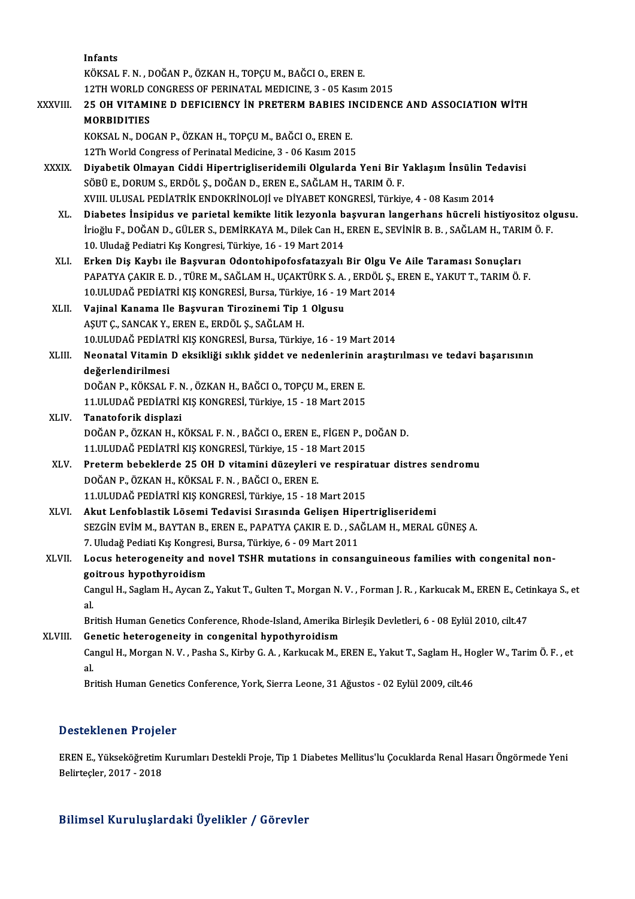Infants
KÖKSAL F. N. , DOĞAN P., ÖZKAN H., TOPÇU M., BAĞCI O., EREN E.
12TH WORLD CONGRESS OF PERINATAL MEDICINE, 3 - 05 Kasım 2015

XXXVIII. **25 OH VITAMINE D DEFICIENCY İN PRETERM BABIES INCIDENCE AND ASSOCIATION WİTH MORBIDITIES**
KOKSAL N., DOGAN P., ÖZKAN H., TOPÇU M., BAĞCI O., EREN E.
12Th World Congress of Perinatal Medicine, 3 - 06 Kasım 2015

XXXIX. **Diyabetik Olmayan Ciddi Hipertrigliseridemili Olgularda Yeni Bir Yaklaşım İnsülin Tedavisi**
SÖBÜ E., DORUM S., ERDÖL Ş., DOĞAN D., EREN E., SAĞLAM H., TARIM Ö. F.
XVIII. ULUSAL PEDİATRİK ENDOKRİNOLOJİ ve DİYABET KONGRESİ, Türkiye, 4 - 08 Kasım 2014

XL. **Diabetes İnsipidus ve parietal kemikte litik lezyonla başvuran langerhans hücreli histiyositoz olgusu.**
İrioğlu F., DOĞAN D., GÜLER S., DEMİRKAYA M., Dilek Can H., EREN E., SEVİNİR B. B. , SAĞLAM H., TARIM Ö. F.
10. Uludağ Pediatri Kış Kongresi, Türkiye, 16 - 19 Mart 2014

XLI. **Erken Diş Kaybı ile Başvuran Odontohipofosfatazyalı Bir Olgu Ve Aile Taraması Sonuçları**
PAPATYA ÇAKIR E. D. , TÜRE M., SAĞLAM H., UÇAKTÜRK S. A. , ERDÖL Ş., EREN E., YAKUT T., TARIM Ö. F.
10.ULUDAĞ PEDİATRİ KIŞ KONGRESİ, Bursa, Türkiye, 16 - 19 Mart 2014

XLII. **Vajinal Kanama Ile Başvuran Tirozinemi Tip 1 Olgusu**
AŞUT Ç., SANCAK Y., EREN E., ERDÖL Ş., SAĞLAM H.
10.ULUDAĞ PEDİATRİ KIŞ KONGRESİ, Bursa, Türkiye, 16 - 19 Mart 2014

XLIII. **Neonatal Vitamin D eksikliği sıklık şiddet ve nedenlerinin araştırılması ve tedavi başarısının değerlendirilmesi**
DOĞAN P., KÖKSAL F. N. , ÖZKAN H., BAĞCI O., TOPÇU M., EREN E.
11.ULUDAĞ PEDİATRİ KIŞ KONGRESİ, Türkiye, 15 - 18 Mart 2015

XLIV. **Tanatoforik displazi**
DOĞAN P., ÖZKAN H., KÖKSAL F. N. , BAĞCI O., EREN E., FİGEN P., DOĞAN D.
11.ULUDAĞ PEDİATRİ KIŞ KONGRESİ, Türkiye, 15 - 18 Mart 2015

XLV. **Preterm bebeklerde 25 OH D vitamini düzeyleri ve respiratuar distres sendromu**
DOĞAN P., ÖZKAN H., KÖKSAL F. N. , BAĞCI O., EREN E.
11.ULUDAĞ PEDİATRİ KIŞ KONGRESİ, Türkiye, 15 - 18 Mart 2015

XLVI. **Akut Lenfoblastik Lösemi Tedavisi Sırasında Gelişen Hipertrigliseridemi**
SEZGİN EVİM M., BAYTAN B., EREN E., PAPATYA ÇAKIR E. D. , SAĞLAM H., MERAL GÜNEŞ A.
7. Uludağ Pediati Kış Kongresi, Bursa, Türkiye, 6 - 09 Mart 2011

XLVII. **Locus heterogeneity and novel TSHR mutations in consanguineous families with congenital non-goitrous hypothyroidism**
Cangul H., Saglam H., Aycan Z., Yakut T., Gulten T., Morgan N. V. , Forman J. R. , Karkucak M., EREN E., Cetinkaya S., et al.
British Human Genetics Conference, Rhode-Island, Amerika Birleşik Devletleri, 6 - 08 Eylül 2010, cilt.47

XLVIII. **Genetic heterogeneity in congenital hypothyroidism**
Cangul H., Morgan N. V. , Pasha S., Kirby G. A. , Karkucak M., EREN E., Yakut T., Saglam H., Hogler W., Tarim Ö. F. , et al.
British Human Genetics Conference, York, Sierra Leone, 31 Ağustos - 02 Eylül 2009, cilt.46

## Desteklenen Projeler

EREN E., Yükseköğretim Kurumları Destekli Proje, Tip 1 Diabetes Mellitus'lu Çocuklarda Renal Hasarı Öngörmede Yeni Belirteçler, 2017 - 2018

## Bilimsel Kuruluşlardaki Üyelikler / Görevler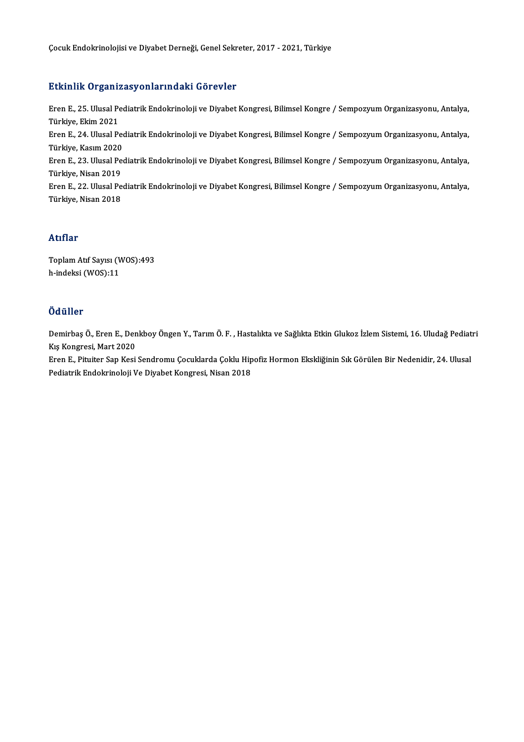Çocuk Endokrinolojisi ve Diyabet Derneği, Genel Sekreter, 2017 - 2021, Türkiye

## Etkinlik Organizasyonlarındaki Görevler

Eren E., 25. Ulusal Pediatrik Endokrinoloji ve Diyabet Kongresi, Bilimsel Kongre / Sempozyum Organizasyonu, Antalya, Türkiye, Ekim 2021

Eren E., 24. Ulusal Pediatrik Endokrinoloji ve Diyabet Kongresi, Bilimsel Kongre / Sempozyum Organizasyonu, Antalya, Türkiye, Kasım 2020

Eren E., 23. Ulusal Pediatrik Endokrinoloji ve Diyabet Kongresi, Bilimsel Kongre / Sempozyum Organizasyonu, Antalya, Türkiye, Nisan 2019

Eren E., 22. Ulusal Pediatrik Endokrinoloji ve Diyabet Kongresi, Bilimsel Kongre / Sempozyum Organizasyonu, Antalya, Türkiye, Nisan 2018

## Atıflar

Toplam Atıf Sayısı (WOS):493
h-indeksi (WOS):11

## Ödüller

Demirbaş Ö., Eren E., Denkboy Öngen Y., Tarım Ö. F. , Hastalıkta ve Sağlıkta Etkin Glukoz İzlem Sistemi, 16. Uludağ Pediatri Kış Kongresi, Mart 2020

Eren E., Pituiter Sap Kesi Sendromu Çocuklarda Çoklu Hipofiz Hormon Ekskliğinin Sık Görülen Bir Nedenidir, 24. Ulusal Pediatrik Endokrinoloji Ve Diyabet Kongresi, Nisan 2018